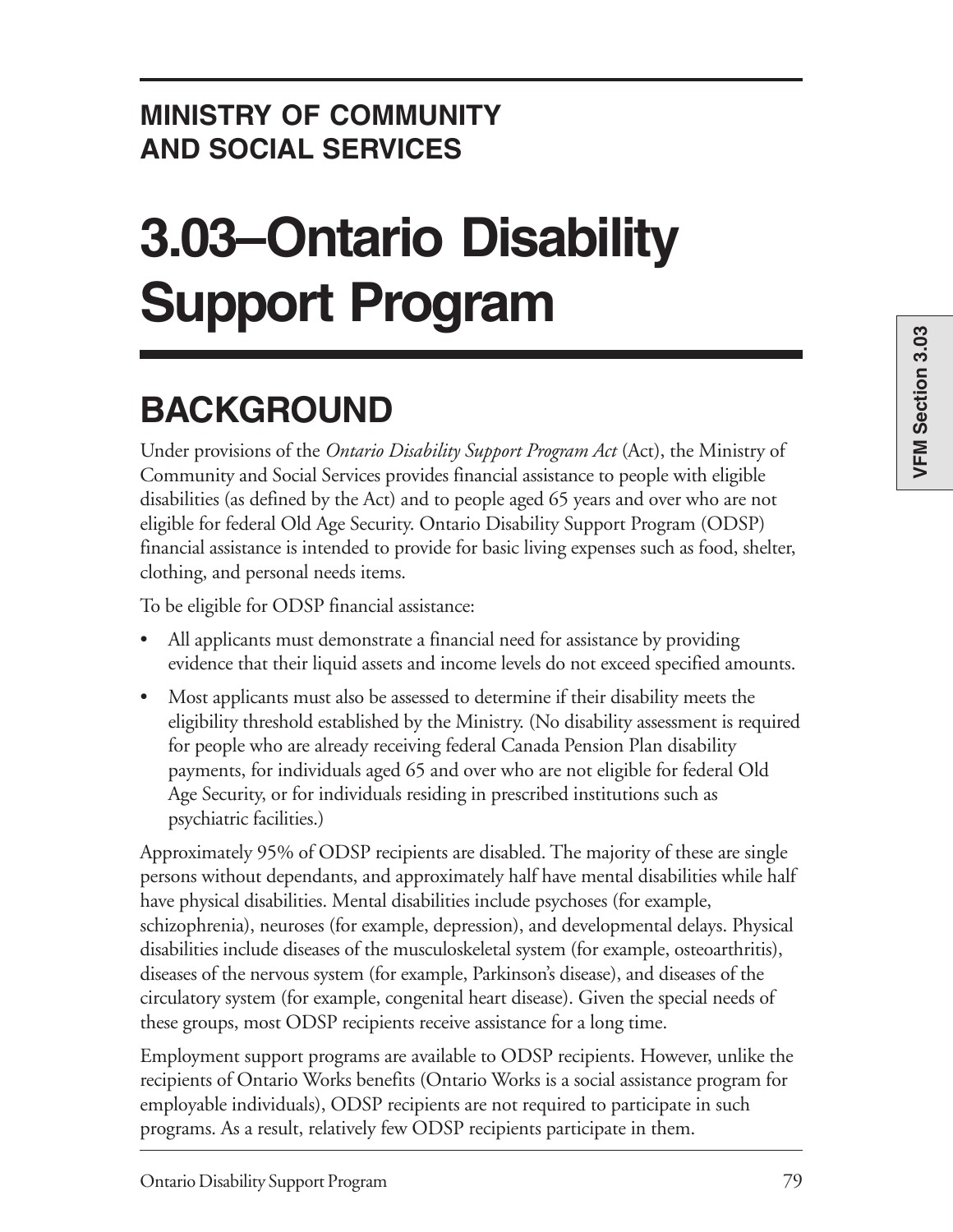## MINISTRY OF COMMUNITY AND SOCIAL SERVICES

# 3.03–Ontario Disability Support Program

## BACKGROUND

Under provisions of the *Ontario Disability Support Program Act* (Act), the Ministry of Community and Social Services provides financial assistance to people with eligible disabilities (as defined by the Act) and to people aged 65 years and over who are not eligible for federal Old Age Security. Ontario Disability Support Program (ODSP) financial assistance is intended to provide for basic living expenses such as food, shelter, clothing, and personal needs items.

To be eligible for ODSP financial assistance:

- All applicants must demonstrate a financial need for assistance by providing evidence that their liquid assets and income levels do not exceed specified amounts.
- Most applicants must also be assessed to determine if their disability meets the eligibility threshold established by the Ministry. (No disability assessment is required for people who are already receiving federal Canada Pension Plan disability payments, for individuals aged 65 and over who are not eligible for federal Old Age Security, or for individuals residing in prescribed institutions such as psychiatric facilities.)

Approximately 95% of ODSP recipients are disabled. The majority of these are single persons without dependants, and approximately half have mental disabilities while half have physical disabilities. Mental disabilities include psychoses (for example, schizophrenia), neuroses (for example, depression), and developmental delays. Physical disabilities include diseases of the musculoskeletal system (for example, osteoarthritis), diseases of the nervous system (for example, Parkinson's disease), and diseases of the circulatory system (for example, congenital heart disease). Given the special needs of these groups, most ODSP recipients receive assistance for a long time.

Employment support programs are available to ODSP recipients. However, unlike the recipients of Ontario Works benefits (Ontario Works is a social assistance program for employable individuals), ODSP recipients are not required to participate in such programs. As a result, relatively few ODSP recipients participate in them.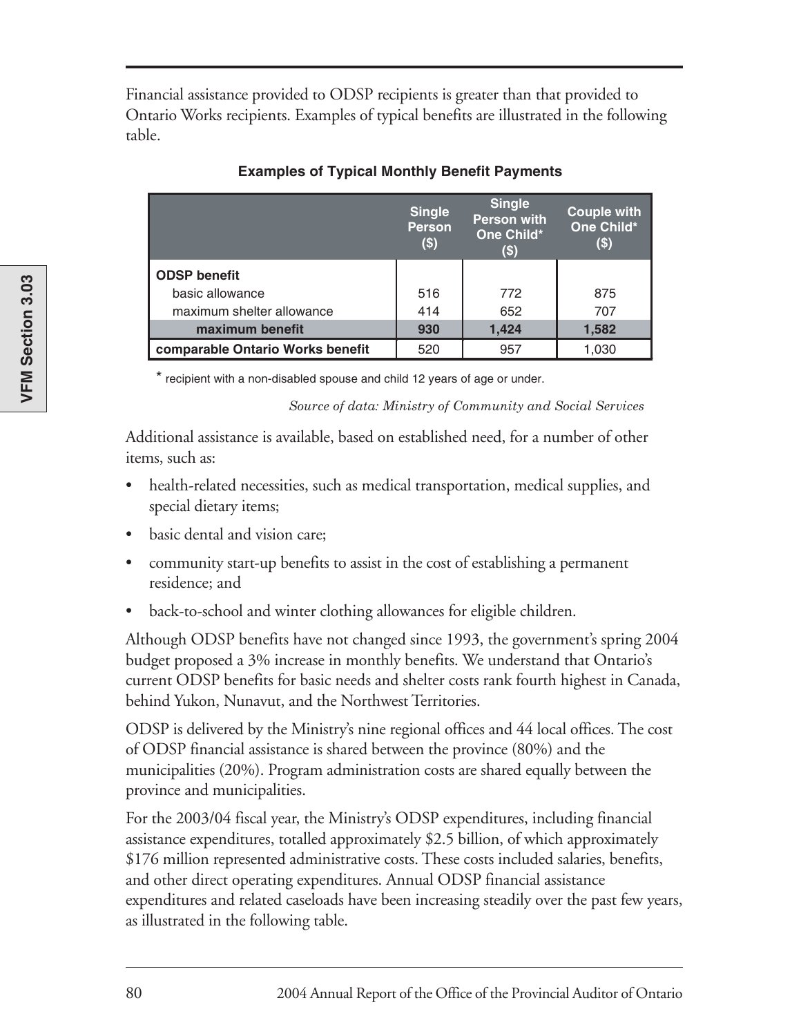Financial assistance provided to ODSP recipients is greater than that provided to Ontario Works recipients. Examples of typical benefits are illustrated in the following table.

**Examples of Typical Monthly Benefit Payments**

| | Single Person ($) | Single Person with One Child* ($) | Couple with One Child* ($) |
|---|---|---|---|
| **ODSP benefit** | | | |
| basic allowance | 516 | 772 | 875 |
| maximum shelter allowance | 414 | 652 | 707 |
| **maximum benefit** | **930** | **1,424** | **1,582** |
| **comparable Ontario Works benefit** | 520 | 957 | 1,030 |

* recipient with a non-disabled spouse and child 12 years of age or under.

*Source of data: Ministry of Community and Social Services*

Additional assistance is available, based on established need, for a number of other items, such as:

- health-related necessities, such as medical transportation, medical supplies, and special dietary items;
- basic dental and vision care;
- community start-up benefits to assist in the cost of establishing a permanent residence; and
- back-to-school and winter clothing allowances for eligible children.

Although ODSP benefits have not changed since 1993, the government's spring 2004 budget proposed a 3% increase in monthly benefits. We understand that Ontario's current ODSP benefits for basic needs and shelter costs rank fourth highest in Canada, behind Yukon, Nunavut, and the Northwest Territories.

ODSP is delivered by the Ministry's nine regional offices and 44 local offices. The cost of ODSP financial assistance is shared between the province (80%) and the municipalities (20%). Program administration costs are shared equally between the province and municipalities.

For the 2003/04 fiscal year, the Ministry's ODSP expenditures, including financial assistance expenditures, totalled approximately $2.5 billion, of which approximately $176 million represented administrative costs. These costs included salaries, benefits, and other direct operating expenditures. Annual ODSP financial assistance expenditures and related caseloads have been increasing steadily over the past few years, as illustrated in the following table.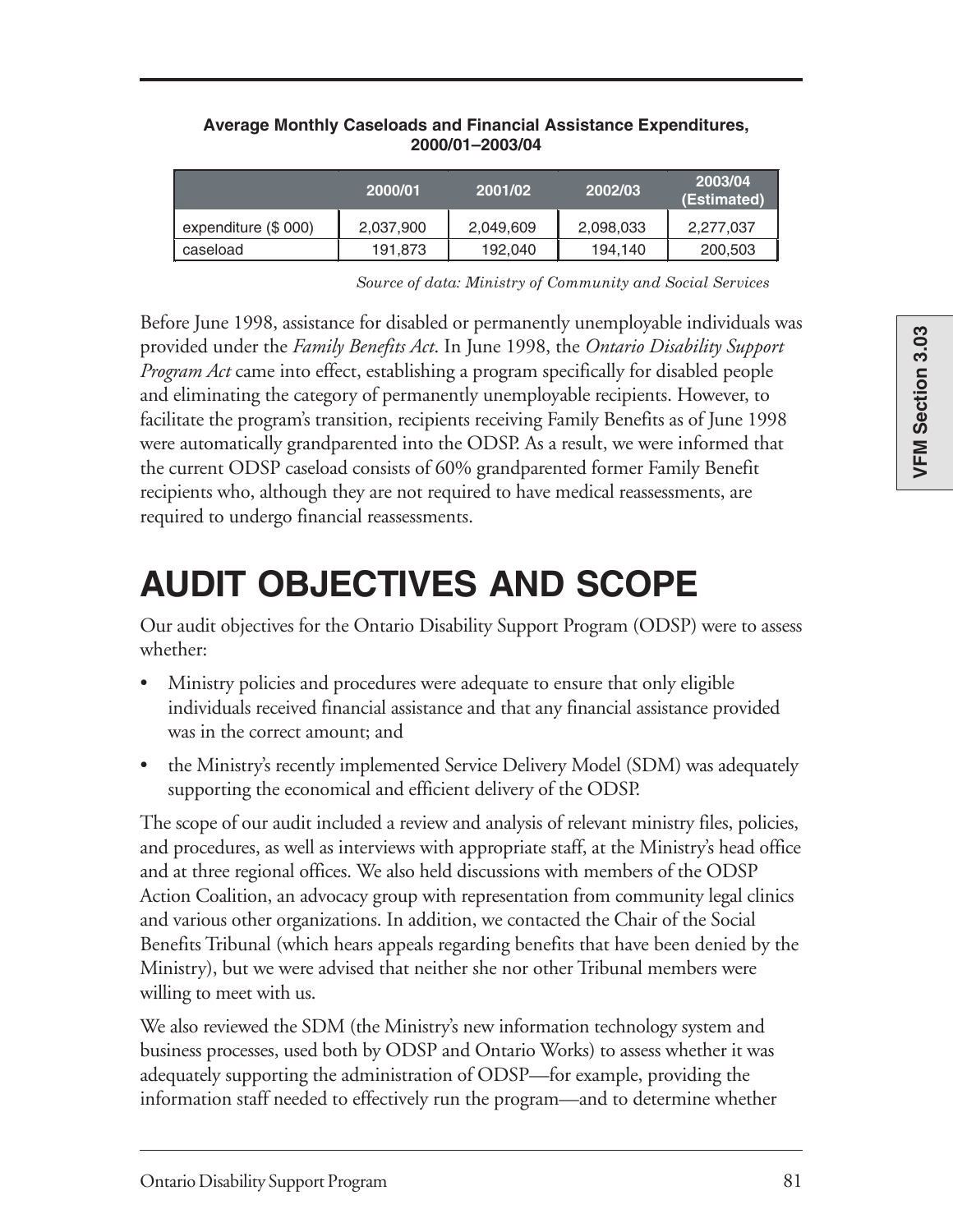**Average Monthly Caseloads and Financial Assistance Expenditures, 2000/01–2003/04**

| | 2000/01 | 2001/02 | 2002/03 | 2003/04 (Estimated) |
|---|---|---|---|---|
| expenditure ($ 000) | 2,037,900 | 2,049,609 | 2,098,033 | 2,277,037 |
| caseload | 191,873 | 192,040 | 194,140 | 200,503 |

*Source of data: Ministry of Community and Social Services*

Before June 1998, assistance for disabled or permanently unemployable individuals was provided under the *Family Benefits Act*. In June 1998, the *Ontario Disability Support Program Act* came into effect, establishing a program specifically for disabled people and eliminating the category of permanently unemployable recipients. However, to facilitate the program's transition, recipients receiving Family Benefits as of June 1998 were automatically grandparented into the ODSP. As a result, we were informed that the current ODSP caseload consists of 60% grandparented former Family Benefit recipients who, although they are not required to have medical reassessments, are required to undergo financial reassessments.

# AUDIT OBJECTIVES AND SCOPE

Our audit objectives for the Ontario Disability Support Program (ODSP) were to assess whether:

- Ministry policies and procedures were adequate to ensure that only eligible individuals received financial assistance and that any financial assistance provided was in the correct amount; and
- the Ministry's recently implemented Service Delivery Model (SDM) was adequately supporting the economical and efficient delivery of the ODSP.

The scope of our audit included a review and analysis of relevant ministry files, policies, and procedures, as well as interviews with appropriate staff, at the Ministry's head office and at three regional offices. We also held discussions with members of the ODSP Action Coalition, an advocacy group with representation from community legal clinics and various other organizations. In addition, we contacted the Chair of the Social Benefits Tribunal (which hears appeals regarding benefits that have been denied by the Ministry), but we were advised that neither she nor other Tribunal members were willing to meet with us.

We also reviewed the SDM (the Ministry's new information technology system and business processes, used both by ODSP and Ontario Works) to assess whether it was adequately supporting the administration of ODSP—for example, providing the information staff needed to effectively run the program—and to determine whether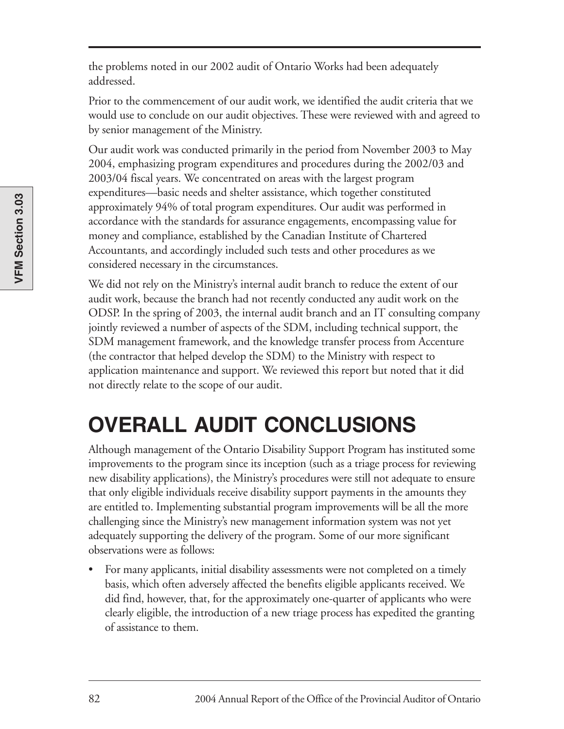the problems noted in our 2002 audit of Ontario Works had been adequately addressed.

Prior to the commencement of our audit work, we identified the audit criteria that we would use to conclude on our audit objectives. These were reviewed with and agreed to by senior management of the Ministry.

Our audit work was conducted primarily in the period from November 2003 to May 2004, emphasizing program expenditures and procedures during the 2002/03 and 2003/04 fiscal years. We concentrated on areas with the largest program expenditures—basic needs and shelter assistance, which together constituted approximately 94% of total program expenditures. Our audit was performed in accordance with the standards for assurance engagements, encompassing value for money and compliance, established by the Canadian Institute of Chartered Accountants, and accordingly included such tests and other procedures as we considered necessary in the circumstances.

We did not rely on the Ministry's internal audit branch to reduce the extent of our audit work, because the branch had not recently conducted any audit work on the ODSP. In the spring of 2003, the internal audit branch and an IT consulting company jointly reviewed a number of aspects of the SDM, including technical support, the SDM management framework, and the knowledge transfer process from Accenture (the contractor that helped develop the SDM) to the Ministry with respect to application maintenance and support. We reviewed this report but noted that it did not directly relate to the scope of our audit.

# OVERALL AUDIT CONCLUSIONS

Although management of the Ontario Disability Support Program has instituted some improvements to the program since its inception (such as a triage process for reviewing new disability applications), the Ministry's procedures were still not adequate to ensure that only eligible individuals receive disability support payments in the amounts they are entitled to. Implementing substantial program improvements will be all the more challenging since the Ministry's new management information system was not yet adequately supporting the delivery of the program. Some of our more significant observations were as follows:

- For many applicants, initial disability assessments were not completed on a timely basis, which often adversely affected the benefits eligible applicants received. We did find, however, that, for the approximately one-quarter of applicants who were clearly eligible, the introduction of a new triage process has expedited the granting of assistance to them.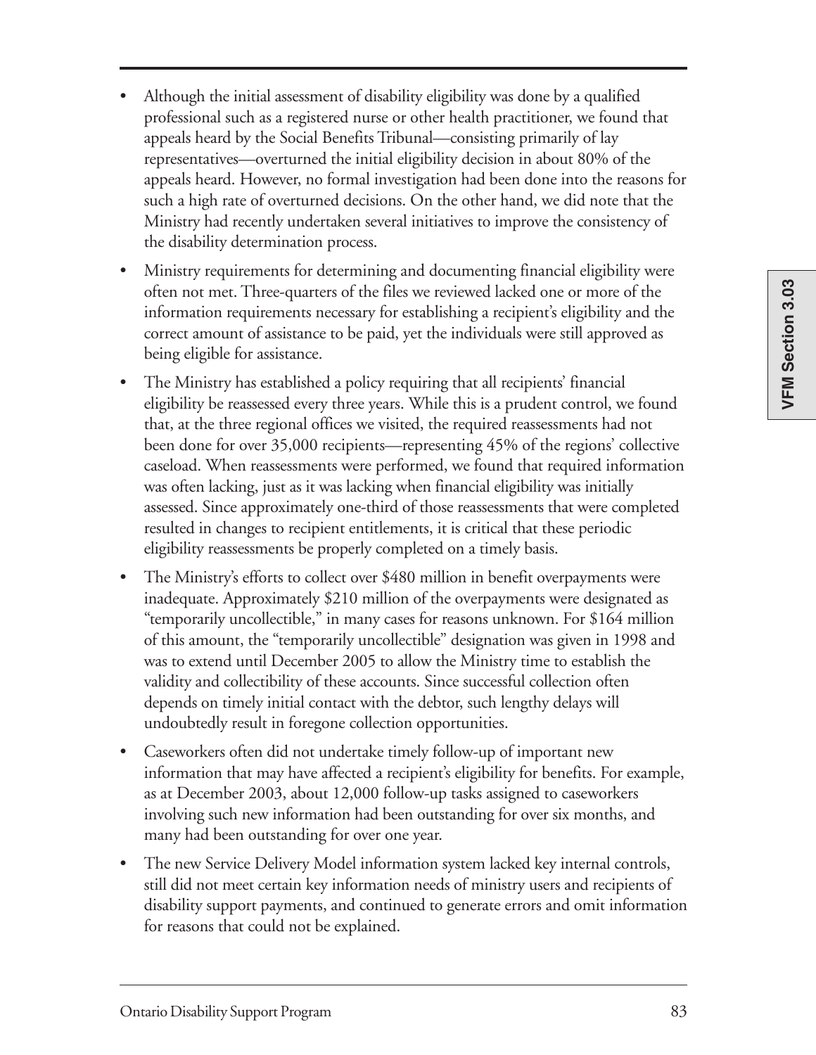- Although the initial assessment of disability eligibility was done by a qualified professional such as a registered nurse or other health practitioner, we found that appeals heard by the Social Benefits Tribunal—consisting primarily of lay representatives—overturned the initial eligibility decision in about 80% of the appeals heard. However, no formal investigation had been done into the reasons for such a high rate of overturned decisions. On the other hand, we did note that the Ministry had recently undertaken several initiatives to improve the consistency of the disability determination process.
- Ministry requirements for determining and documenting financial eligibility were often not met. Three-quarters of the files we reviewed lacked one or more of the information requirements necessary for establishing a recipient's eligibility and the correct amount of assistance to be paid, yet the individuals were still approved as being eligible for assistance.
- The Ministry has established a policy requiring that all recipients' financial eligibility be reassessed every three years. While this is a prudent control, we found that, at the three regional offices we visited, the required reassessments had not been done for over 35,000 recipients—representing 45% of the regions' collective caseload. When reassessments were performed, we found that required information was often lacking, just as it was lacking when financial eligibility was initially assessed. Since approximately one-third of those reassessments that were completed resulted in changes to recipient entitlements, it is critical that these periodic eligibility reassessments be properly completed on a timely basis.
- The Ministry's efforts to collect over $480 million in benefit overpayments were inadequate. Approximately $210 million of the overpayments were designated as "temporarily uncollectible," in many cases for reasons unknown. For $164 million of this amount, the "temporarily uncollectible" designation was given in 1998 and was to extend until December 2005 to allow the Ministry time to establish the validity and collectibility of these accounts. Since successful collection often depends on timely initial contact with the debtor, such lengthy delays will undoubtedly result in foregone collection opportunities.
- Caseworkers often did not undertake timely follow-up of important new information that may have affected a recipient's eligibility for benefits. For example, as at December 2003, about 12,000 follow-up tasks assigned to caseworkers involving such new information had been outstanding for over six months, and many had been outstanding for over one year.
- The new Service Delivery Model information system lacked key internal controls, still did not meet certain key information needs of ministry users and recipients of disability support payments, and continued to generate errors and omit information for reasons that could not be explained.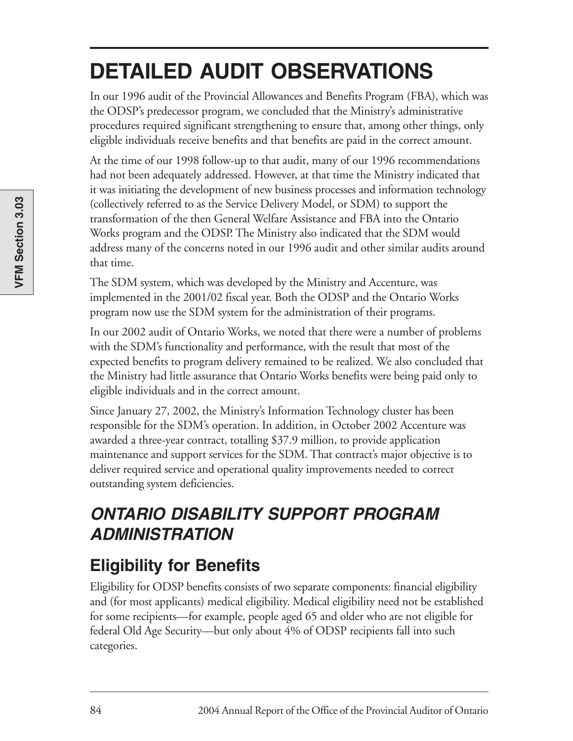# DETAILED AUDIT OBSERVATIONS

In our 1996 audit of the Provincial Allowances and Benefits Program (FBA), which was the ODSP's predecessor program, we concluded that the Ministry's administrative procedures required significant strengthening to ensure that, among other things, only eligible individuals receive benefits and that benefits are paid in the correct amount.

At the time of our 1998 follow-up to that audit, many of our 1996 recommendations had not been adequately addressed. However, at that time the Ministry indicated that it was initiating the development of new business processes and information technology (collectively referred to as the Service Delivery Model, or SDM) to support the transformation of the then General Welfare Assistance and FBA into the Ontario Works program and the ODSP. The Ministry also indicated that the SDM would address many of the concerns noted in our 1996 audit and other similar audits around that time.

The SDM system, which was developed by the Ministry and Accenture, was implemented in the 2001/02 fiscal year. Both the ODSP and the Ontario Works program now use the SDM system for the administration of their programs.

In our 2002 audit of Ontario Works, we noted that there were a number of problems with the SDM's functionality and performance, with the result that most of the expected benefits to program delivery remained to be realized. We also concluded that the Ministry had little assurance that Ontario Works benefits were being paid only to eligible individuals and in the correct amount.

Since January 27, 2002, the Ministry's Information Technology cluster has been responsible for the SDM's operation. In addition, in October 2002 Accenture was awarded a three-year contract, totalling $37.9 million, to provide application maintenance and support services for the SDM. That contract's major objective is to deliver required service and operational quality improvements needed to correct outstanding system deficiencies.

## *ONTARIO DISABILITY SUPPORT PROGRAM ADMINISTRATION*

### Eligibility for Benefits

Eligibility for ODSP benefits consists of two separate components: financial eligibility and (for most applicants) medical eligibility. Medical eligibility need not be established for some recipients—for example, people aged 65 and older who are not eligible for federal Old Age Security—but only about 4% of ODSP recipients fall into such categories.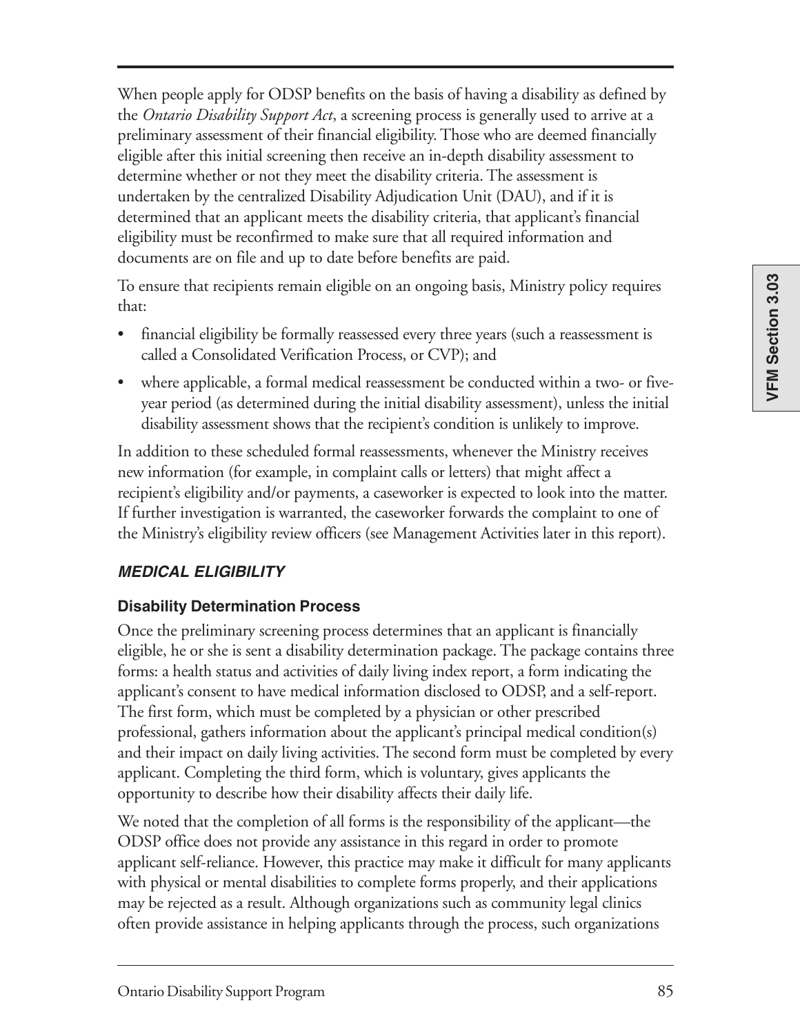When people apply for ODSP benefits on the basis of having a disability as defined by the *Ontario Disability Support Act*, a screening process is generally used to arrive at a preliminary assessment of their financial eligibility. Those who are deemed financially eligible after this initial screening then receive an in-depth disability assessment to determine whether or not they meet the disability criteria. The assessment is undertaken by the centralized Disability Adjudication Unit (DAU), and if it is determined that an applicant meets the disability criteria, that applicant's financial eligibility must be reconfirmed to make sure that all required information and documents are on file and up to date before benefits are paid.

To ensure that recipients remain eligible on an ongoing basis, Ministry policy requires that:

- financial eligibility be formally reassessed every three years (such a reassessment is called a Consolidated Verification Process, or CVP); and
- where applicable, a formal medical reassessment be conducted within a two- or five-year period (as determined during the initial disability assessment), unless the initial disability assessment shows that the recipient's condition is unlikely to improve.

In addition to these scheduled formal reassessments, whenever the Ministry receives new information (for example, in complaint calls or letters) that might affect a recipient's eligibility and/or payments, a caseworker is expected to look into the matter. If further investigation is warranted, the caseworker forwards the complaint to one of the Ministry's eligibility review officers (see Management Activities later in this report).

### *MEDICAL ELIGIBILITY*

#### Disability Determination Process

Once the preliminary screening process determines that an applicant is financially eligible, he or she is sent a disability determination package. The package contains three forms: a health status and activities of daily living index report, a form indicating the applicant's consent to have medical information disclosed to ODSP, and a self-report. The first form, which must be completed by a physician or other prescribed professional, gathers information about the applicant's principal medical condition(s) and their impact on daily living activities. The second form must be completed by every applicant. Completing the third form, which is voluntary, gives applicants the opportunity to describe how their disability affects their daily life.

We noted that the completion of all forms is the responsibility of the applicant—the ODSP office does not provide any assistance in this regard in order to promote applicant self-reliance. However, this practice may make it difficult for many applicants with physical or mental disabilities to complete forms properly, and their applications may be rejected as a result. Although organizations such as community legal clinics often provide assistance in helping applicants through the process, such organizations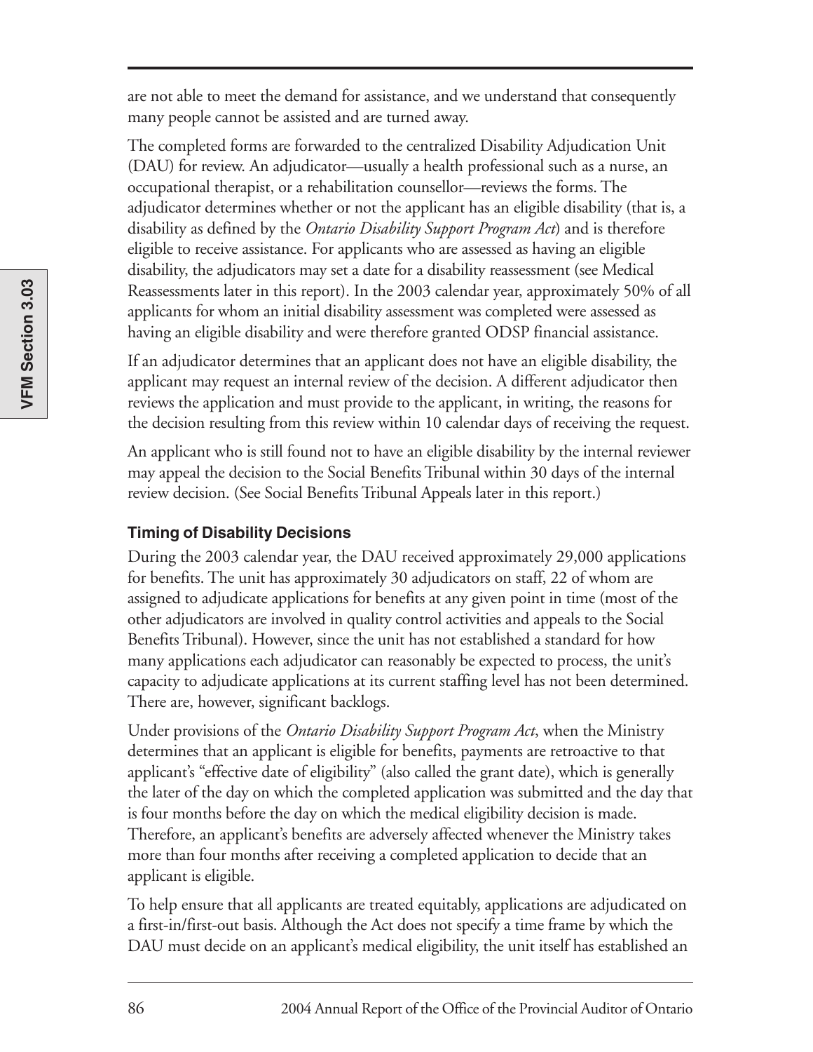are not able to meet the demand for assistance, and we understand that consequently many people cannot be assisted and are turned away.

The completed forms are forwarded to the centralized Disability Adjudication Unit (DAU) for review. An adjudicator—usually a health professional such as a nurse, an occupational therapist, or a rehabilitation counsellor—reviews the forms. The adjudicator determines whether or not the applicant has an eligible disability (that is, a disability as defined by the *Ontario Disability Support Program Act*) and is therefore eligible to receive assistance. For applicants who are assessed as having an eligible disability, the adjudicators may set a date for a disability reassessment (see Medical Reassessments later in this report). In the 2003 calendar year, approximately 50% of all applicants for whom an initial disability assessment was completed were assessed as having an eligible disability and were therefore granted ODSP financial assistance.

If an adjudicator determines that an applicant does not have an eligible disability, the applicant may request an internal review of the decision. A different adjudicator then reviews the application and must provide to the applicant, in writing, the reasons for the decision resulting from this review within 10 calendar days of receiving the request.

An applicant who is still found not to have an eligible disability by the internal reviewer may appeal the decision to the Social Benefits Tribunal within 30 days of the internal review decision. (See Social Benefits Tribunal Appeals later in this report.)

### Timing of Disability Decisions

During the 2003 calendar year, the DAU received approximately 29,000 applications for benefits. The unit has approximately 30 adjudicators on staff, 22 of whom are assigned to adjudicate applications for benefits at any given point in time (most of the other adjudicators are involved in quality control activities and appeals to the Social Benefits Tribunal). However, since the unit has not established a standard for how many applications each adjudicator can reasonably be expected to process, the unit's capacity to adjudicate applications at its current staffing level has not been determined. There are, however, significant backlogs.

Under provisions of the *Ontario Disability Support Program Act*, when the Ministry determines that an applicant is eligible for benefits, payments are retroactive to that applicant's "effective date of eligibility" (also called the grant date), which is generally the later of the day on which the completed application was submitted and the day that is four months before the day on which the medical eligibility decision is made. Therefore, an applicant's benefits are adversely affected whenever the Ministry takes more than four months after receiving a completed application to decide that an applicant is eligible.

To help ensure that all applicants are treated equitably, applications are adjudicated on a first-in/first-out basis. Although the Act does not specify a time frame by which the DAU must decide on an applicant's medical eligibility, the unit itself has established an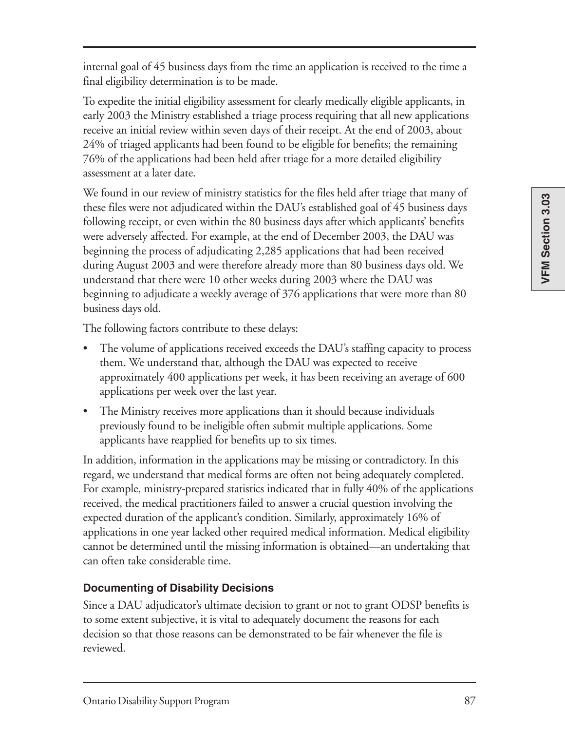internal goal of 45 business days from the time an application is received to the time a final eligibility determination is to be made.

To expedite the initial eligibility assessment for clearly medically eligible applicants, in early 2003 the Ministry established a triage process requiring that all new applications receive an initial review within seven days of their receipt. At the end of 2003, about 24% of triaged applicants had been found to be eligible for benefits; the remaining 76% of the applications had been held after triage for a more detailed eligibility assessment at a later date.

We found in our review of ministry statistics for the files held after triage that many of these files were not adjudicated within the DAU's established goal of 45 business days following receipt, or even within the 80 business days after which applicants' benefits were adversely affected. For example, at the end of December 2003, the DAU was beginning the process of adjudicating 2,285 applications that had been received during August 2003 and were therefore already more than 80 business days old. We understand that there were 10 other weeks during 2003 where the DAU was beginning to adjudicate a weekly average of 376 applications that were more than 80 business days old.

The following factors contribute to these delays:

- The volume of applications received exceeds the DAU's staffing capacity to process them. We understand that, although the DAU was expected to receive approximately 400 applications per week, it has been receiving an average of 600 applications per week over the last year.
- The Ministry receives more applications than it should because individuals previously found to be ineligible often submit multiple applications. Some applicants have reapplied for benefits up to six times.

In addition, information in the applications may be missing or contradictory. In this regard, we understand that medical forms are often not being adequately completed. For example, ministry-prepared statistics indicated that in fully 40% of the applications received, the medical practitioners failed to answer a crucial question involving the expected duration of the applicant's condition. Similarly, approximately 16% of applications in one year lacked other required medical information. Medical eligibility cannot be determined until the missing information is obtained—an undertaking that can often take considerable time.

### Documenting of Disability Decisions

Since a DAU adjudicator's ultimate decision to grant or not to grant ODSP benefits is to some extent subjective, it is vital to adequately document the reasons for each decision so that those reasons can be demonstrated to be fair whenever the file is reviewed.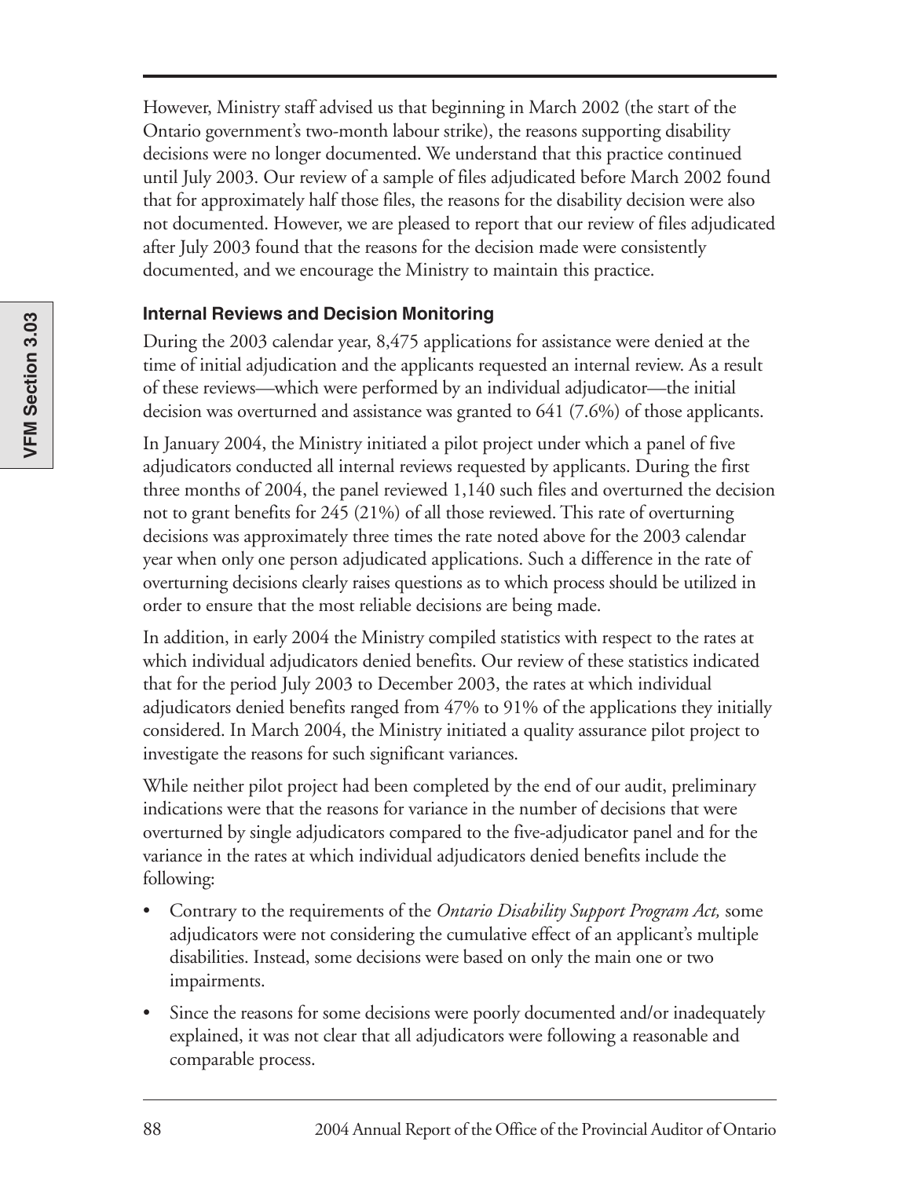However, Ministry staff advised us that beginning in March 2002 (the start of the Ontario government's two-month labour strike), the reasons supporting disability decisions were no longer documented. We understand that this practice continued until July 2003. Our review of a sample of files adjudicated before March 2002 found that for approximately half those files, the reasons for the disability decision were also not documented. However, we are pleased to report that our review of files adjudicated after July 2003 found that the reasons for the decision made were consistently documented, and we encourage the Ministry to maintain this practice.

#### Internal Reviews and Decision Monitoring

During the 2003 calendar year, 8,475 applications for assistance were denied at the time of initial adjudication and the applicants requested an internal review. As a result of these reviews—which were performed by an individual adjudicator—the initial decision was overturned and assistance was granted to 641 (7.6%) of those applicants.

In January 2004, the Ministry initiated a pilot project under which a panel of five adjudicators conducted all internal reviews requested by applicants. During the first three months of 2004, the panel reviewed 1,140 such files and overturned the decision not to grant benefits for 245 (21%) of all those reviewed. This rate of overturning decisions was approximately three times the rate noted above for the 2003 calendar year when only one person adjudicated applications. Such a difference in the rate of overturning decisions clearly raises questions as to which process should be utilized in order to ensure that the most reliable decisions are being made.

In addition, in early 2004 the Ministry compiled statistics with respect to the rates at which individual adjudicators denied benefits. Our review of these statistics indicated that for the period July 2003 to December 2003, the rates at which individual adjudicators denied benefits ranged from 47% to 91% of the applications they initially considered. In March 2004, the Ministry initiated a quality assurance pilot project to investigate the reasons for such significant variances.

While neither pilot project had been completed by the end of our audit, preliminary indications were that the reasons for variance in the number of decisions that were overturned by single adjudicators compared to the five-adjudicator panel and for the variance in the rates at which individual adjudicators denied benefits include the following:

- Contrary to the requirements of the *Ontario Disability Support Program Act,* some adjudicators were not considering the cumulative effect of an applicant's multiple disabilities. Instead, some decisions were based on only the main one or two impairments.
- Since the reasons for some decisions were poorly documented and/or inadequately explained, it was not clear that all adjudicators were following a reasonable and comparable process.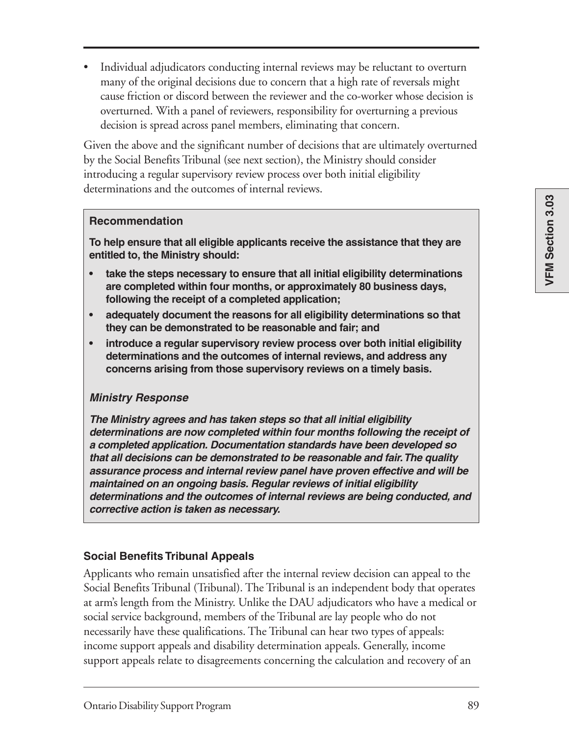- Individual adjudicators conducting internal reviews may be reluctant to overturn many of the original decisions due to concern that a high rate of reversals might cause friction or discord between the reviewer and the co-worker whose decision is overturned. With a panel of reviewers, responsibility for overturning a previous decision is spread across panel members, eliminating that concern.

Given the above and the significant number of decisions that are ultimately overturned by the Social Benefits Tribunal (see next section), the Ministry should consider introducing a regular supervisory review process over both initial eligibility determinations and the outcomes of internal reviews.

**Recommendation**

**To help ensure that all eligible applicants receive the assistance that they are entitled to, the Ministry should:**

- **take the steps necessary to ensure that all initial eligibility determinations are completed within four months, or approximately 80 business days, following the receipt of a completed application;**
- **adequately document the reasons for all eligibility determinations so that they can be demonstrated to be reasonable and fair; and**
- **introduce a regular supervisory review process over both initial eligibility determinations and the outcomes of internal reviews, and address any concerns arising from those supervisory reviews on a timely basis.**

***Ministry Response***

***The Ministry agrees and has taken steps so that all initial eligibility determinations are now completed within four months following the receipt of a completed application. Documentation standards have been developed so that all decisions can be demonstrated to be reasonable and fair. The quality assurance process and internal review panel have proven effective and will be maintained on an ongoing basis. Regular reviews of initial eligibility determinations and the outcomes of internal reviews are being conducted, and corrective action is taken as necessary.***

### Social Benefits Tribunal Appeals

Applicants who remain unsatisfied after the internal review decision can appeal to the Social Benefits Tribunal (Tribunal). The Tribunal is an independent body that operates at arm's length from the Ministry. Unlike the DAU adjudicators who have a medical or social service background, members of the Tribunal are lay people who do not necessarily have these qualifications. The Tribunal can hear two types of appeals: income support appeals and disability determination appeals. Generally, income support appeals relate to disagreements concerning the calculation and recovery of an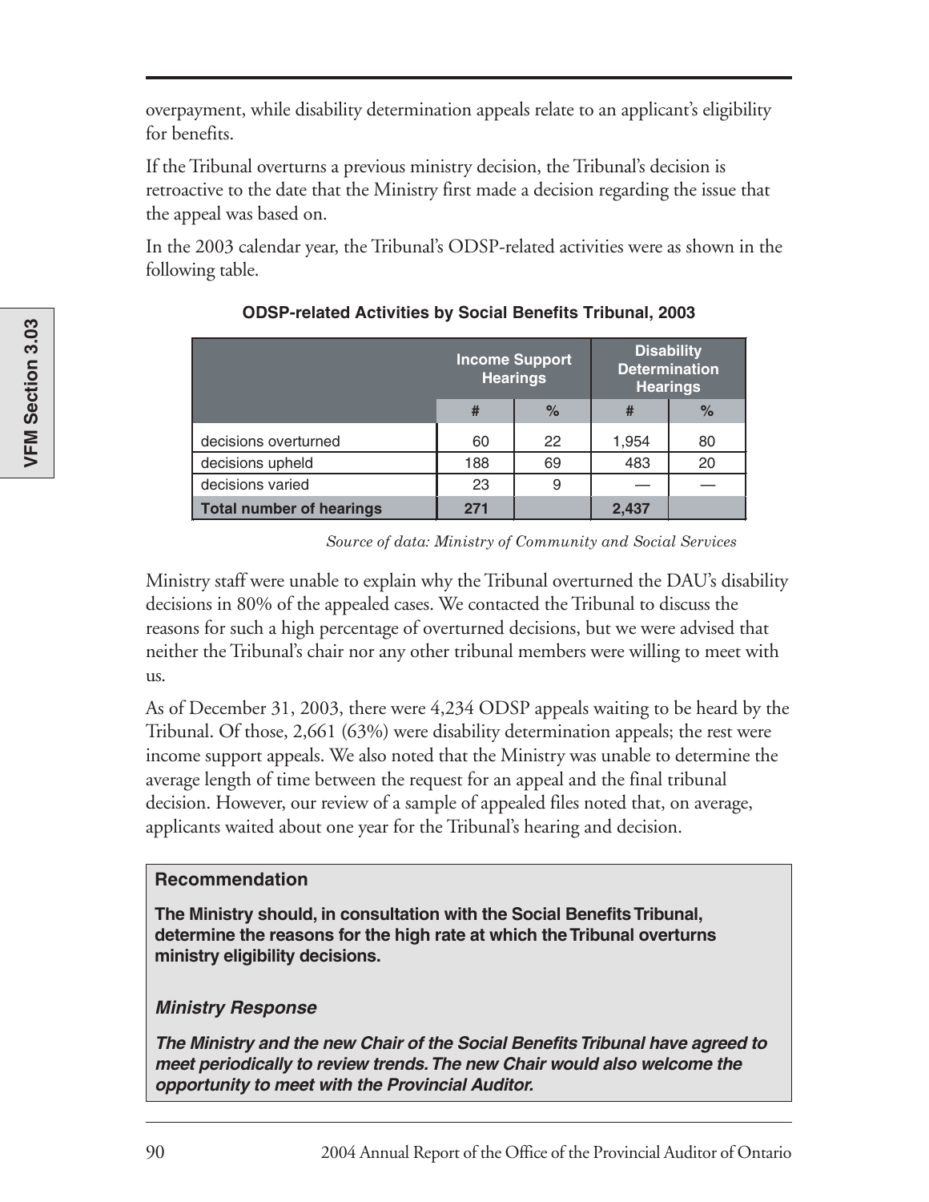overpayment, while disability determination appeals relate to an applicant's eligibility for benefits.

If the Tribunal overturns a previous ministry decision, the Tribunal's decision is retroactive to the date that the Ministry first made a decision regarding the issue that the appeal was based on.

In the 2003 calendar year, the Tribunal's ODSP-related activities were as shown in the following table.

**ODSP-related Activities by Social Benefits Tribunal, 2003**

| | Income Support Hearings | | Disability Determination Hearings | |
|---|---|---|---|---|
| | # | % | # | % |
| decisions overturned | 60 | 22 | 1,954 | 80 |
| decisions upheld | 188 | 69 | 483 | 20 |
| decisions varied | 23 | 9 | — | — |
| **Total number of hearings** | **271** | | **2,437** | |

*Source of data: Ministry of Community and Social Services*

Ministry staff were unable to explain why the Tribunal overturned the DAU's disability decisions in 80% of the appealed cases. We contacted the Tribunal to discuss the reasons for such a high percentage of overturned decisions, but we were advised that neither the Tribunal's chair nor any other tribunal members were willing to meet with us.

As of December 31, 2003, there were 4,234 ODSP appeals waiting to be heard by the Tribunal. Of those, 2,661 (63%) were disability determination appeals; the rest were income support appeals. We also noted that the Ministry was unable to determine the average length of time between the request for an appeal and the final tribunal decision. However, our review of a sample of appealed files noted that, on average, applicants waited about one year for the Tribunal's hearing and decision.

**Recommendation**

**The Ministry should, in consultation with the Social Benefits Tribunal, determine the reasons for the high rate at which the Tribunal overturns ministry eligibility decisions.**

***Ministry Response***

***The Ministry and the new Chair of the Social Benefits Tribunal have agreed to meet periodically to review trends. The new Chair would also welcome the opportunity to meet with the Provincial Auditor.***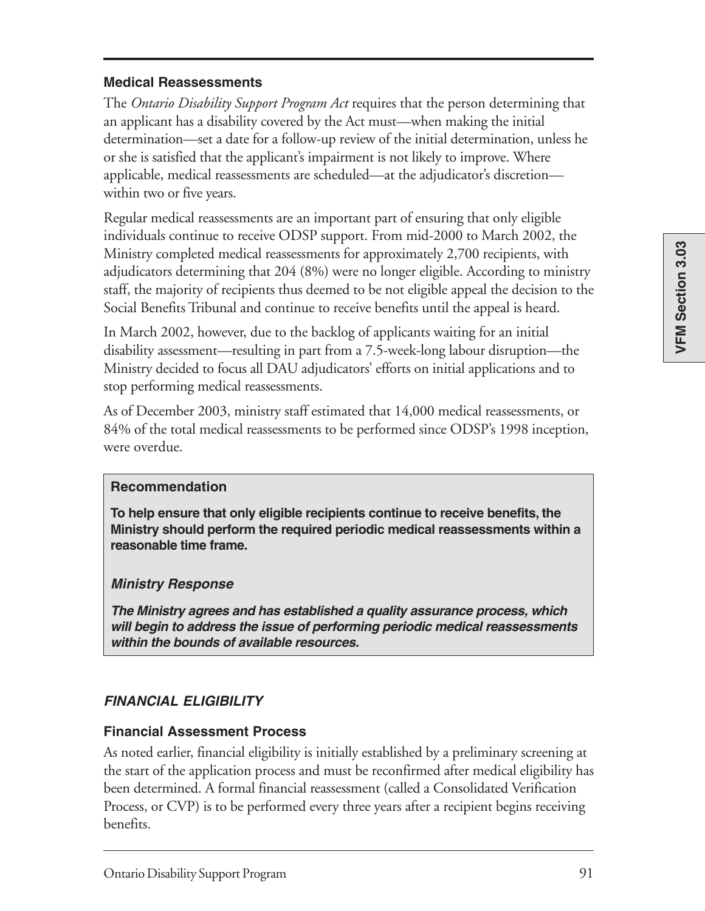### Medical Reassessments

The *Ontario Disability Support Program Act* requires that the person determining that an applicant has a disability covered by the Act must—when making the initial determination—set a date for a follow-up review of the initial determination, unless he or she is satisfied that the applicant's impairment is not likely to improve. Where applicable, medical reassessments are scheduled—at the adjudicator's discretion—within two or five years.

Regular medical reassessments are an important part of ensuring that only eligible individuals continue to receive ODSP support. From mid-2000 to March 2002, the Ministry completed medical reassessments for approximately 2,700 recipients, with adjudicators determining that 204 (8%) were no longer eligible. According to ministry staff, the majority of recipients thus deemed to be not eligible appeal the decision to the Social Benefits Tribunal and continue to receive benefits until the appeal is heard.

In March 2002, however, due to the backlog of applicants waiting for an initial disability assessment—resulting in part from a 7.5-week-long labour disruption—the Ministry decided to focus all DAU adjudicators' efforts on initial applications and to stop performing medical reassessments.

As of December 2003, ministry staff estimated that 14,000 medical reassessments, or 84% of the total medical reassessments to be performed since ODSP's 1998 inception, were overdue.

#### Recommendation

**To help ensure that only eligible recipients continue to receive benefits, the Ministry should perform the required periodic medical reassessments within a reasonable time frame.**

#### *Ministry Response*

***The Ministry agrees and has established a quality assurance process, which will begin to address the issue of performing periodic medical reassessments within the bounds of available resources.***

## *FINANCIAL ELIGIBILITY*

### Financial Assessment Process

As noted earlier, financial eligibility is initially established by a preliminary screening at the start of the application process and must be reconfirmed after medical eligibility has been determined. A formal financial reassessment (called a Consolidated Verification Process, or CVP) is to be performed every three years after a recipient begins receiving benefits.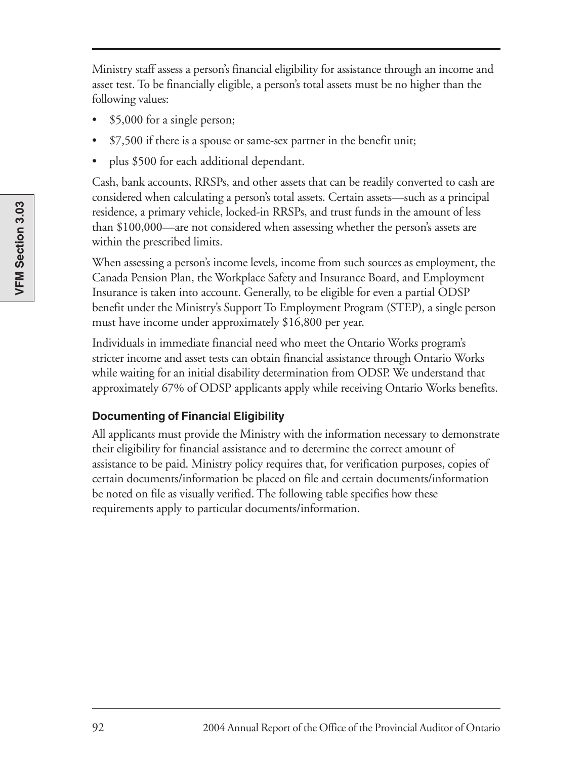Ministry staff assess a person's financial eligibility for assistance through an income and asset test. To be financially eligible, a person's total assets must be no higher than the following values:

- $5,000 for a single person;
- $7,500 if there is a spouse or same-sex partner in the benefit unit;
- plus $500 for each additional dependant.

Cash, bank accounts, RRSPs, and other assets that can be readily converted to cash are considered when calculating a person's total assets. Certain assets—such as a principal residence, a primary vehicle, locked-in RRSPs, and trust funds in the amount of less than $100,000—are not considered when assessing whether the person's assets are within the prescribed limits.

When assessing a person's income levels, income from such sources as employment, the Canada Pension Plan, the Workplace Safety and Insurance Board, and Employment Insurance is taken into account. Generally, to be eligible for even a partial ODSP benefit under the Ministry's Support To Employment Program (STEP), a single person must have income under approximately $16,800 per year.

Individuals in immediate financial need who meet the Ontario Works program's stricter income and asset tests can obtain financial assistance through Ontario Works while waiting for an initial disability determination from ODSP. We understand that approximately 67% of ODSP applicants apply while receiving Ontario Works benefits.

### Documenting of Financial Eligibility

All applicants must provide the Ministry with the information necessary to demonstrate their eligibility for financial assistance and to determine the correct amount of assistance to be paid. Ministry policy requires that, for verification purposes, copies of certain documents/information be placed on file and certain documents/information be noted on file as visually verified. The following table specifies how these requirements apply to particular documents/information.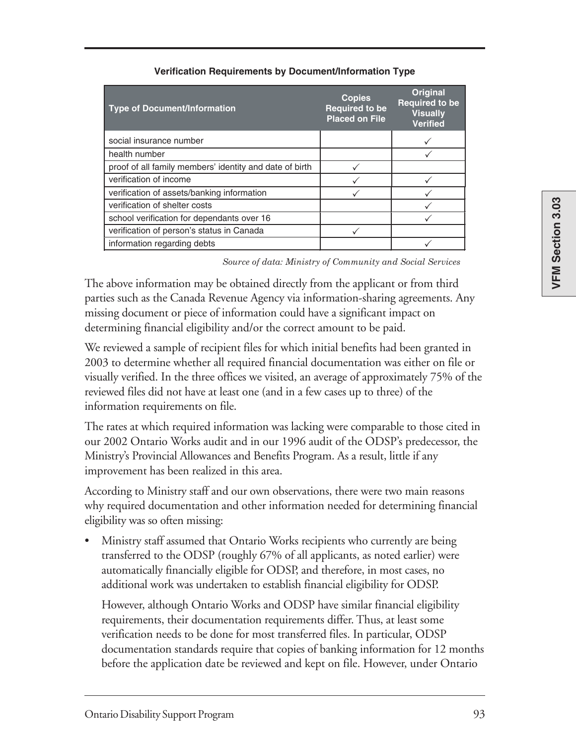**Verification Requirements by Document/Information Type**

| Type of Document/Information | Copies Required to be Placed on File | Original Required to be Visually Verified |
|---|---|---|
| social insurance number | | ✓ |
| health number | | ✓ |
| proof of all family members' identity and date of birth | ✓ | |
| verification of income | ✓ | ✓ |
| verification of assets/banking information | ✓ | ✓ |
| verification of shelter costs | | ✓ |
| school verification for dependants over 16 | | ✓ |
| verification of person's status in Canada | ✓ | |
| information regarding debts | | ✓ |

*Source of data: Ministry of Community and Social Services*

The above information may be obtained directly from the applicant or from third parties such as the Canada Revenue Agency via information-sharing agreements. Any missing document or piece of information could have a significant impact on determining financial eligibility and/or the correct amount to be paid.

We reviewed a sample of recipient files for which initial benefits had been granted in 2003 to determine whether all required financial documentation was either on file or visually verified. In the three offices we visited, an average of approximately 75% of the reviewed files did not have at least one (and in a few cases up to three) of the information requirements on file.

The rates at which required information was lacking were comparable to those cited in our 2002 Ontario Works audit and in our 1996 audit of the ODSP's predecessor, the Ministry's Provincial Allowances and Benefits Program. As a result, little if any improvement has been realized in this area.

According to Ministry staff and our own observations, there were two main reasons why required documentation and other information needed for determining financial eligibility was so often missing:

- Ministry staff assumed that Ontario Works recipients who currently are being transferred to the ODSP (roughly 67% of all applicants, as noted earlier) were automatically financially eligible for ODSP, and therefore, in most cases, no additional work was undertaken to establish financial eligibility for ODSP.

  However, although Ontario Works and ODSP have similar financial eligibility requirements, their documentation requirements differ. Thus, at least some verification needs to be done for most transferred files. In particular, ODSP documentation standards require that copies of banking information for 12 months before the application date be reviewed and kept on file. However, under Ontario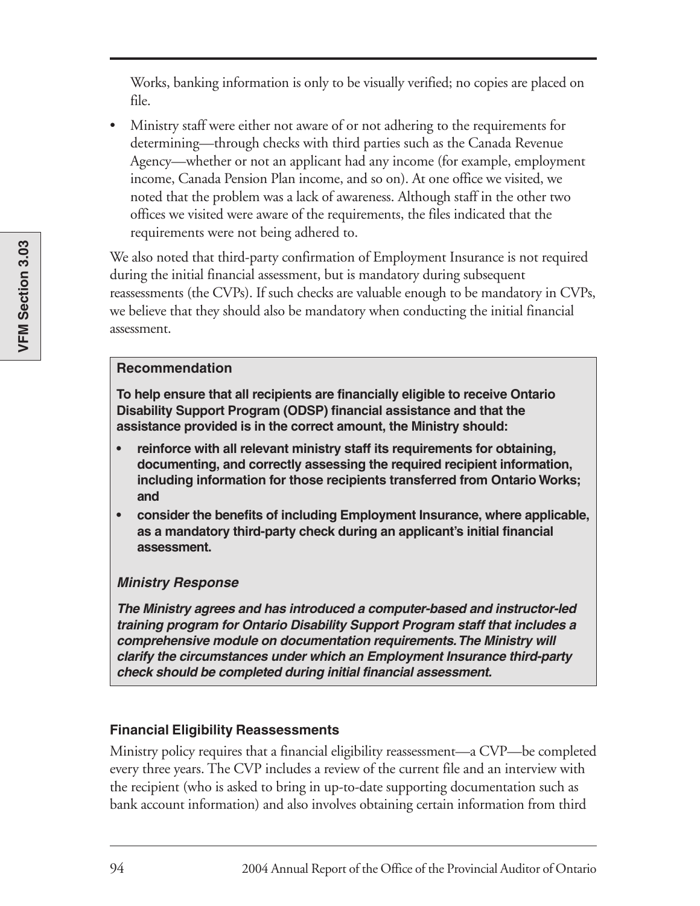Works, banking information is only to be visually verified; no copies are placed on file.

- Ministry staff were either not aware of or not adhering to the requirements for determining—through checks with third parties such as the Canada Revenue Agency—whether or not an applicant had any income (for example, employment income, Canada Pension Plan income, and so on). At one office we visited, we noted that the problem was a lack of awareness. Although staff in the other two offices we visited were aware of the requirements, the files indicated that the requirements were not being adhered to.

We also noted that third-party confirmation of Employment Insurance is not required during the initial financial assessment, but is mandatory during subsequent reassessments (the CVPs). If such checks are valuable enough to be mandatory in CVPs, we believe that they should also be mandatory when conducting the initial financial assessment.

**Recommendation**

**To help ensure that all recipients are financially eligible to receive Ontario Disability Support Program (ODSP) financial assistance and that the assistance provided is in the correct amount, the Ministry should:**

- **reinforce with all relevant ministry staff its requirements for obtaining, documenting, and correctly assessing the required recipient information, including information for those recipients transferred from Ontario Works; and**
- **consider the benefits of including Employment Insurance, where applicable, as a mandatory third-party check during an applicant's initial financial assessment.**

***Ministry Response***

***The Ministry agrees and has introduced a computer-based and instructor-led training program for Ontario Disability Support Program staff that includes a comprehensive module on documentation requirements. The Ministry will clarify the circumstances under which an Employment Insurance third-party check should be completed during initial financial assessment.***

### Financial Eligibility Reassessments

Ministry policy requires that a financial eligibility reassessment—a CVP—be completed every three years. The CVP includes a review of the current file and an interview with the recipient (who is asked to bring in up-to-date supporting documentation such as bank account information) and also involves obtaining certain information from third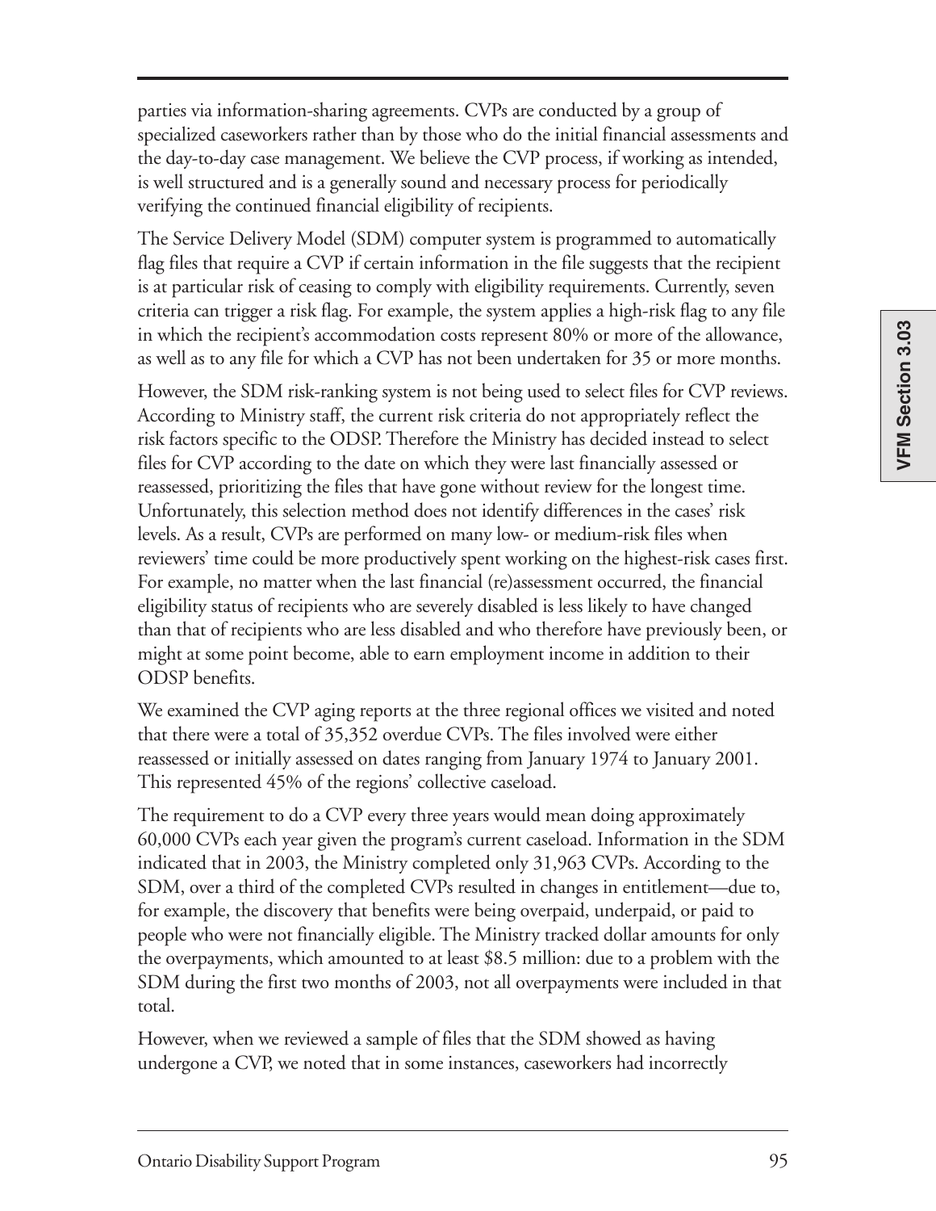parties via information-sharing agreements. CVPs are conducted by a group of specialized caseworkers rather than by those who do the initial financial assessments and the day-to-day case management. We believe the CVP process, if working as intended, is well structured and is a generally sound and necessary process for periodically verifying the continued financial eligibility of recipients.

The Service Delivery Model (SDM) computer system is programmed to automatically flag files that require a CVP if certain information in the file suggests that the recipient is at particular risk of ceasing to comply with eligibility requirements. Currently, seven criteria can trigger a risk flag. For example, the system applies a high-risk flag to any file in which the recipient's accommodation costs represent 80% or more of the allowance, as well as to any file for which a CVP has not been undertaken for 35 or more months.

However, the SDM risk-ranking system is not being used to select files for CVP reviews. According to Ministry staff, the current risk criteria do not appropriately reflect the risk factors specific to the ODSP. Therefore the Ministry has decided instead to select files for CVP according to the date on which they were last financially assessed or reassessed, prioritizing the files that have gone without review for the longest time. Unfortunately, this selection method does not identify differences in the cases' risk levels. As a result, CVPs are performed on many low- or medium-risk files when reviewers' time could be more productively spent working on the highest-risk cases first. For example, no matter when the last financial (re)assessment occurred, the financial eligibility status of recipients who are severely disabled is less likely to have changed than that of recipients who are less disabled and who therefore have previously been, or might at some point become, able to earn employment income in addition to their ODSP benefits.

We examined the CVP aging reports at the three regional offices we visited and noted that there were a total of 35,352 overdue CVPs. The files involved were either reassessed or initially assessed on dates ranging from January 1974 to January 2001. This represented 45% of the regions' collective caseload.

The requirement to do a CVP every three years would mean doing approximately 60,000 CVPs each year given the program's current caseload. Information in the SDM indicated that in 2003, the Ministry completed only 31,963 CVPs. According to the SDM, over a third of the completed CVPs resulted in changes in entitlement—due to, for example, the discovery that benefits were being overpaid, underpaid, or paid to people who were not financially eligible. The Ministry tracked dollar amounts for only the overpayments, which amounted to at least $8.5 million: due to a problem with the SDM during the first two months of 2003, not all overpayments were included in that total.

However, when we reviewed a sample of files that the SDM showed as having undergone a CVP, we noted that in some instances, caseworkers had incorrectly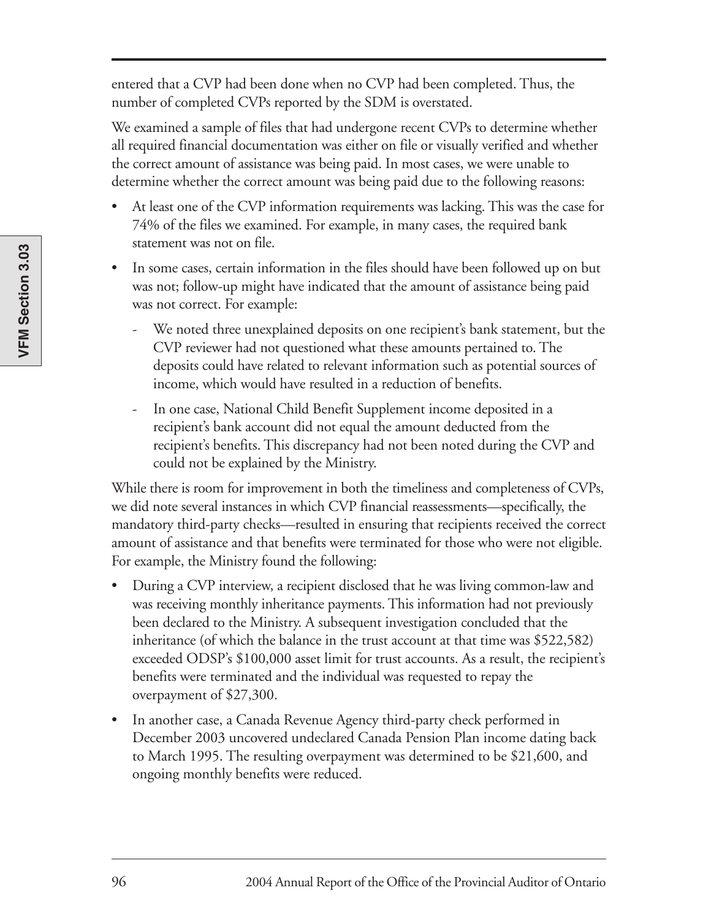entered that a CVP had been done when no CVP had been completed. Thus, the number of completed CVPs reported by the SDM is overstated.

We examined a sample of files that had undergone recent CVPs to determine whether all required financial documentation was either on file or visually verified and whether the correct amount of assistance was being paid. In most cases, we were unable to determine whether the correct amount was being paid due to the following reasons:

- At least one of the CVP information requirements was lacking. This was the case for 74% of the files we examined. For example, in many cases, the required bank statement was not on file.
- In some cases, certain information in the files should have been followed up on but was not; follow-up might have indicated that the amount of assistance being paid was not correct. For example:
  - We noted three unexplained deposits on one recipient's bank statement, but the CVP reviewer had not questioned what these amounts pertained to. The deposits could have related to relevant information such as potential sources of income, which would have resulted in a reduction of benefits.
  - In one case, National Child Benefit Supplement income deposited in a recipient's bank account did not equal the amount deducted from the recipient's benefits. This discrepancy had not been noted during the CVP and could not be explained by the Ministry.

While there is room for improvement in both the timeliness and completeness of CVPs, we did note several instances in which CVP financial reassessments—specifically, the mandatory third-party checks—resulted in ensuring that recipients received the correct amount of assistance and that benefits were terminated for those who were not eligible. For example, the Ministry found the following:

- During a CVP interview, a recipient disclosed that he was living common-law and was receiving monthly inheritance payments. This information had not previously been declared to the Ministry. A subsequent investigation concluded that the inheritance (of which the balance in the trust account at that time was $522,582) exceeded ODSP's $100,000 asset limit for trust accounts. As a result, the recipient's benefits were terminated and the individual was requested to repay the overpayment of $27,300.
- In another case, a Canada Revenue Agency third-party check performed in December 2003 uncovered undeclared Canada Pension Plan income dating back to March 1995. The resulting overpayment was determined to be $21,600, and ongoing monthly benefits were reduced.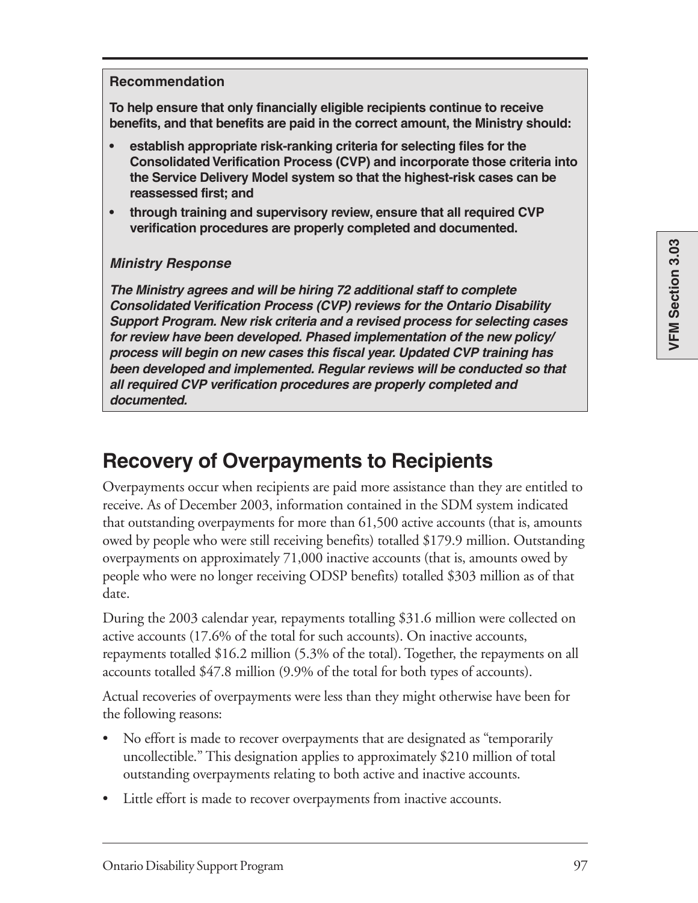**Recommendation**

**To help ensure that only financially eligible recipients continue to receive benefits, and that benefits are paid in the correct amount, the Ministry should:**

- **establish appropriate risk-ranking criteria for selecting files for the Consolidated Verification Process (CVP) and incorporate those criteria into the Service Delivery Model system so that the highest-risk cases can be reassessed first; and**
- **through training and supervisory review, ensure that all required CVP verification procedures are properly completed and documented.**

***Ministry Response***

***The Ministry agrees and will be hiring 72 additional staff to complete Consolidated Verification Process (CVP) reviews for the Ontario Disability Support Program. New risk criteria and a revised process for selecting cases for review have been developed. Phased implementation of the new policy/process will begin on new cases this fiscal year. Updated CVP training has been developed and implemented. Regular reviews will be conducted so that all required CVP verification procedures are properly completed and documented.***

## Recovery of Overpayments to Recipients

Overpayments occur when recipients are paid more assistance than they are entitled to receive. As of December 2003, information contained in the SDM system indicated that outstanding overpayments for more than 61,500 active accounts (that is, amounts owed by people who were still receiving benefits) totalled $179.9 million. Outstanding overpayments on approximately 71,000 inactive accounts (that is, amounts owed by people who were no longer receiving ODSP benefits) totalled $303 million as of that date.

During the 2003 calendar year, repayments totalling $31.6 million were collected on active accounts (17.6% of the total for such accounts). On inactive accounts, repayments totalled $16.2 million (5.3% of the total). Together, the repayments on all accounts totalled $47.8 million (9.9% of the total for both types of accounts).

Actual recoveries of overpayments were less than they might otherwise have been for the following reasons:

- No effort is made to recover overpayments that are designated as "temporarily uncollectible." This designation applies to approximately $210 million of total outstanding overpayments relating to both active and inactive accounts.
- Little effort is made to recover overpayments from inactive accounts.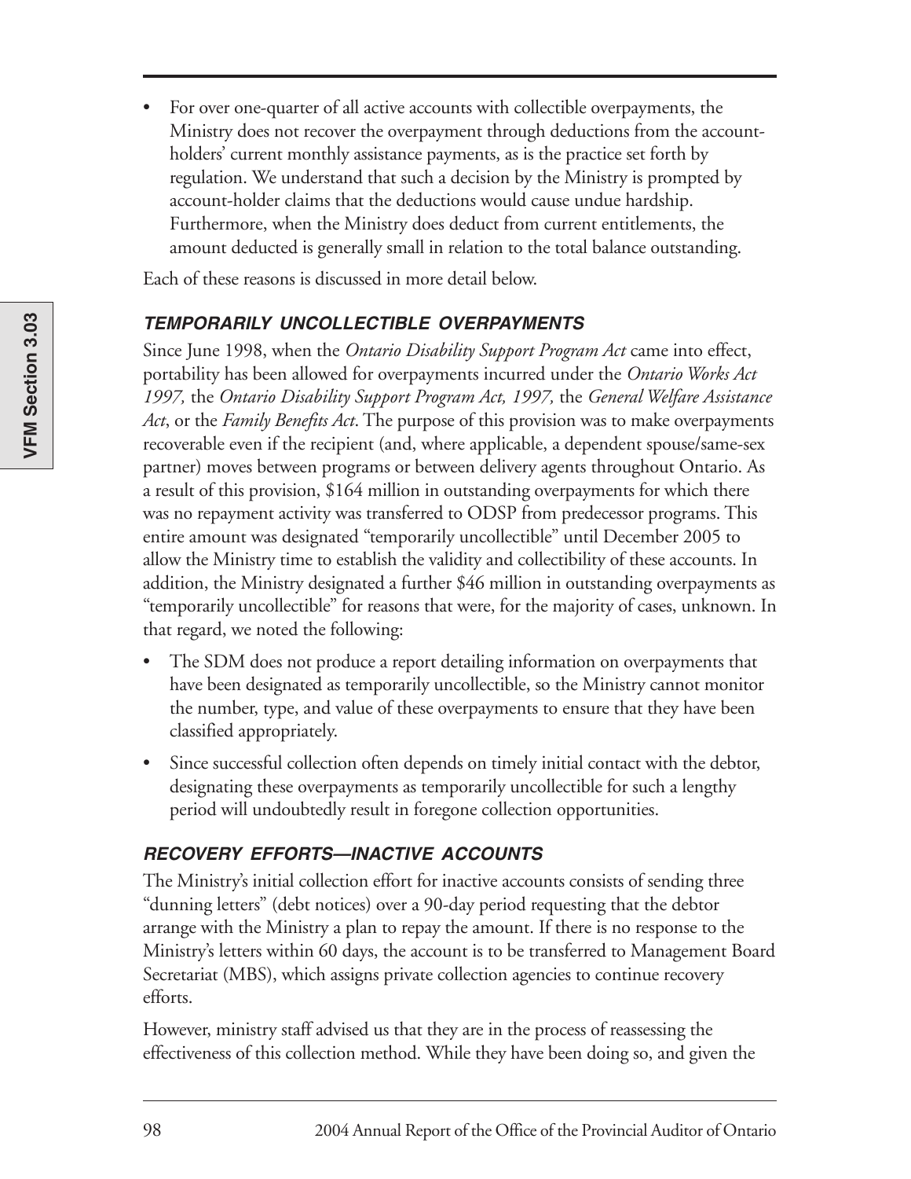- For over one-quarter of all active accounts with collectible overpayments, the Ministry does not recover the overpayment through deductions from the account-holders' current monthly assistance payments, as is the practice set forth by regulation. We understand that such a decision by the Ministry is prompted by account-holder claims that the deductions would cause undue hardship. Furthermore, when the Ministry does deduct from current entitlements, the amount deducted is generally small in relation to the total balance outstanding.

Each of these reasons is discussed in more detail below.

#### *TEMPORARILY UNCOLLECTIBLE OVERPAYMENTS*

Since June 1998, when the *Ontario Disability Support Program Act* came into effect, portability has been allowed for overpayments incurred under the *Ontario Works Act 1997,* the *Ontario Disability Support Program Act, 1997,* the *General Welfare Assistance Act*, or the *Family Benefits Act*. The purpose of this provision was to make overpayments recoverable even if the recipient (and, where applicable, a dependent spouse/same-sex partner) moves between programs or between delivery agents throughout Ontario. As a result of this provision, $164 million in outstanding overpayments for which there was no repayment activity was transferred to ODSP from predecessor programs. This entire amount was designated "temporarily uncollectible" until December 2005 to allow the Ministry time to establish the validity and collectibility of these accounts. In addition, the Ministry designated a further $46 million in outstanding overpayments as "temporarily uncollectible" for reasons that were, for the majority of cases, unknown. In that regard, we noted the following:

- The SDM does not produce a report detailing information on overpayments that have been designated as temporarily uncollectible, so the Ministry cannot monitor the number, type, and value of these overpayments to ensure that they have been classified appropriately.
- Since successful collection often depends on timely initial contact with the debtor, designating these overpayments as temporarily uncollectible for such a lengthy period will undoubtedly result in foregone collection opportunities.

#### *RECOVERY EFFORTS—INACTIVE ACCOUNTS*

The Ministry's initial collection effort for inactive accounts consists of sending three "dunning letters" (debt notices) over a 90-day period requesting that the debtor arrange with the Ministry a plan to repay the amount. If there is no response to the Ministry's letters within 60 days, the account is to be transferred to Management Board Secretariat (MBS), which assigns private collection agencies to continue recovery efforts.

However, ministry staff advised us that they are in the process of reassessing the effectiveness of this collection method. While they have been doing so, and given the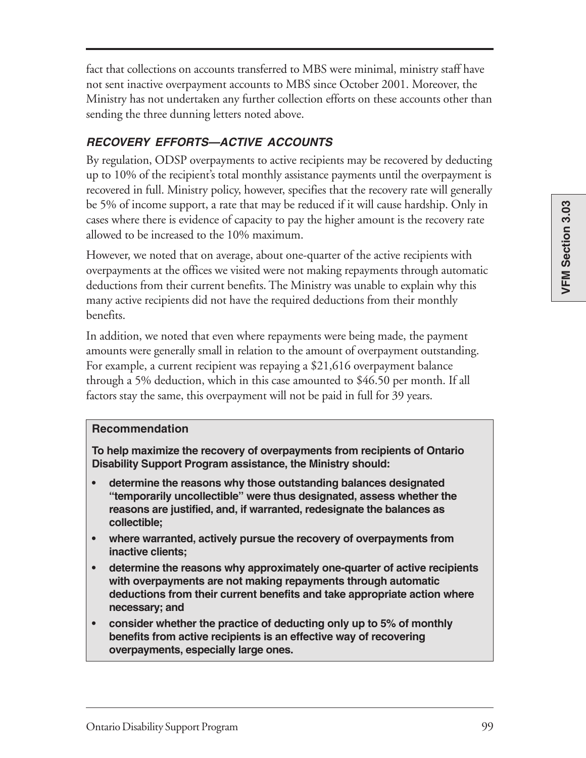fact that collections on accounts transferred to MBS were minimal, ministry staff have not sent inactive overpayment accounts to MBS since October 2001. Moreover, the Ministry has not undertaken any further collection efforts on these accounts other than sending the three dunning letters noted above.

### *RECOVERY EFFORTS—ACTIVE ACCOUNTS*

By regulation, ODSP overpayments to active recipients may be recovered by deducting up to 10% of the recipient's total monthly assistance payments until the overpayment is recovered in full. Ministry policy, however, specifies that the recovery rate will generally be 5% of income support, a rate that may be reduced if it will cause hardship. Only in cases where there is evidence of capacity to pay the higher amount is the recovery rate allowed to be increased to the 10% maximum.

However, we noted that on average, about one-quarter of the active recipients with overpayments at the offices we visited were not making repayments through automatic deductions from their current benefits. The Ministry was unable to explain why this many active recipients did not have the required deductions from their monthly benefits.

In addition, we noted that even where repayments were being made, the payment amounts were generally small in relation to the amount of overpayment outstanding. For example, a current recipient was repaying a $21,616 overpayment balance through a 5% deduction, which in this case amounted to $46.50 per month. If all factors stay the same, this overpayment will not be paid in full for 39 years.

**Recommendation**

**To help maximize the recovery of overpayments from recipients of Ontario Disability Support Program assistance, the Ministry should:**

- **determine the reasons why those outstanding balances designated "temporarily uncollectible" were thus designated, assess whether the reasons are justified, and, if warranted, redesignate the balances as collectible;**
- **where warranted, actively pursue the recovery of overpayments from inactive clients;**
- **determine the reasons why approximately one-quarter of active recipients with overpayments are not making repayments through automatic deductions from their current benefits and take appropriate action where necessary; and**
- **consider whether the practice of deducting only up to 5% of monthly benefits from active recipients is an effective way of recovering overpayments, especially large ones.**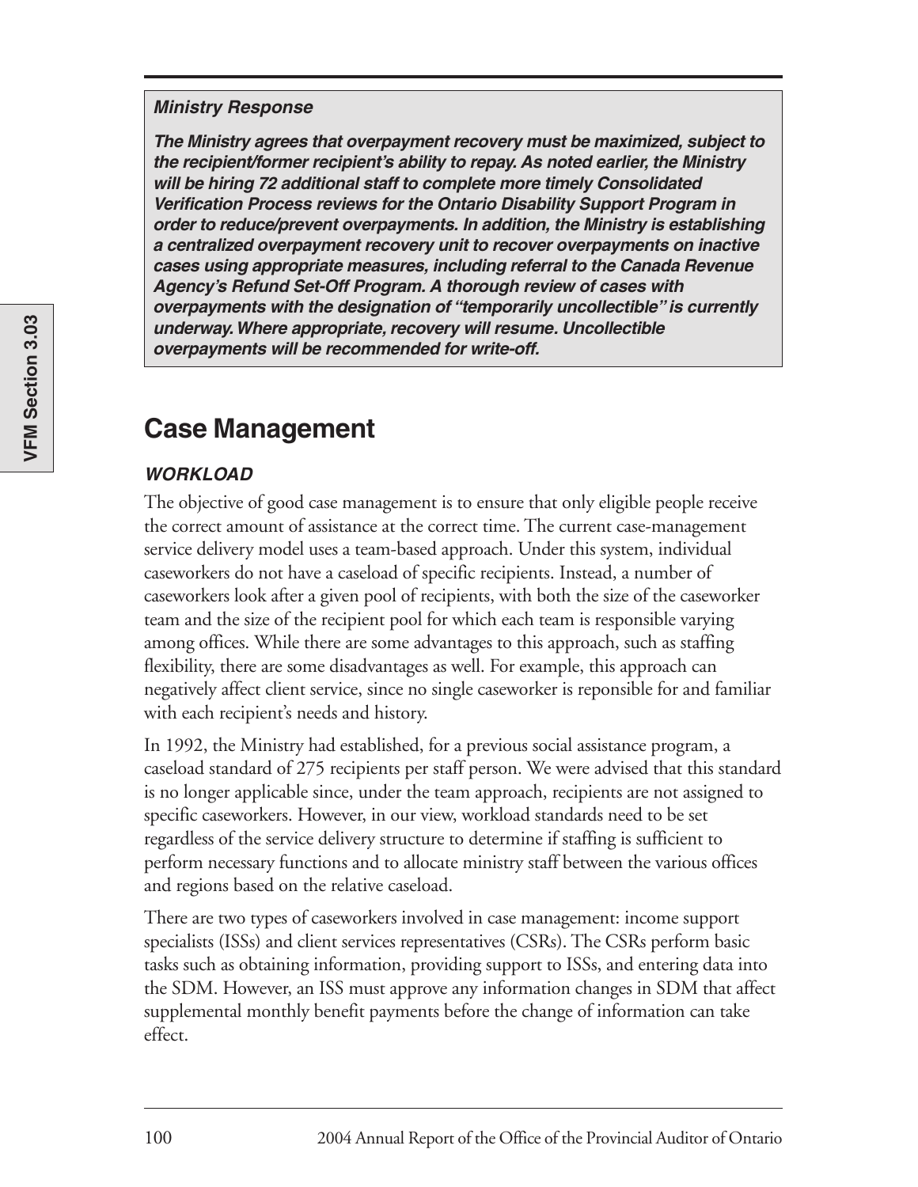***Ministry Response***

***The Ministry agrees that overpayment recovery must be maximized, subject to the recipient/former recipient's ability to repay. As noted earlier, the Ministry will be hiring 72 additional staff to complete more timely Consolidated Verification Process reviews for the Ontario Disability Support Program in order to reduce/prevent overpayments. In addition, the Ministry is establishing a centralized overpayment recovery unit to recover overpayments on inactive cases using appropriate measures, including referral to the Canada Revenue Agency's Refund Set-Off Program. A thorough review of cases with overpayments with the designation of "temporarily uncollectible" is currently underway. Where appropriate, recovery will resume. Uncollectible overpayments will be recommended for write-off.***

## Case Management

### *WORKLOAD*

The objective of good case management is to ensure that only eligible people receive the correct amount of assistance at the correct time. The current case-management service delivery model uses a team-based approach. Under this system, individual caseworkers do not have a caseload of specific recipients. Instead, a number of caseworkers look after a given pool of recipients, with both the size of the caseworker team and the size of the recipient pool for which each team is responsible varying among offices. While there are some advantages to this approach, such as staffing flexibility, there are some disadvantages as well. For example, this approach can negatively affect client service, since no single caseworker is reponsible for and familiar with each recipient's needs and history.

In 1992, the Ministry had established, for a previous social assistance program, a caseload standard of 275 recipients per staff person. We were advised that this standard is no longer applicable since, under the team approach, recipients are not assigned to specific caseworkers. However, in our view, workload standards need to be set regardless of the service delivery structure to determine if staffing is sufficient to perform necessary functions and to allocate ministry staff between the various offices and regions based on the relative caseload.

There are two types of caseworkers involved in case management: income support specialists (ISSs) and client services representatives (CSRs). The CSRs perform basic tasks such as obtaining information, providing support to ISSs, and entering data into the SDM. However, an ISS must approve any information changes in SDM that affect supplemental monthly benefit payments before the change of information can take effect.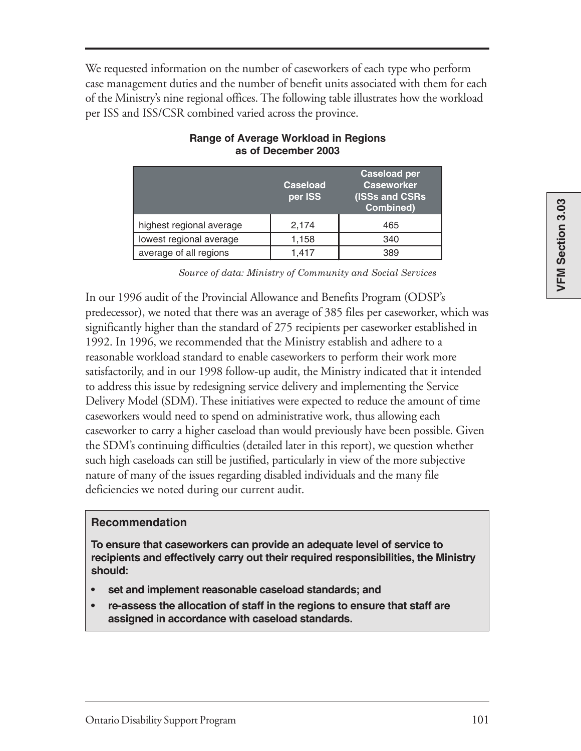We requested information on the number of caseworkers of each type who perform case management duties and the number of benefit units associated with them for each of the Ministry's nine regional offices. The following table illustrates how the workload per ISS and ISS/CSR combined varied across the province.

**Range of Average Workload in Regions as of December 2003**

| | Caseload per ISS | Caseload per Caseworker (ISSs and CSRs Combined) |
|---|---|---|
| highest regional average | 2,174 | 465 |
| lowest regional average | 1,158 | 340 |
| average of all regions | 1,417 | 389 |

*Source of data: Ministry of Community and Social Services*

In our 1996 audit of the Provincial Allowance and Benefits Program (ODSP's predecessor), we noted that there was an average of 385 files per caseworker, which was significantly higher than the standard of 275 recipients per caseworker established in 1992. In 1996, we recommended that the Ministry establish and adhere to a reasonable workload standard to enable caseworkers to perform their work more satisfactorily, and in our 1998 follow-up audit, the Ministry indicated that it intended to address this issue by redesigning service delivery and implementing the Service Delivery Model (SDM). These initiatives were expected to reduce the amount of time caseworkers would need to spend on administrative work, thus allowing each caseworker to carry a higher caseload than would previously have been possible. Given the SDM's continuing difficulties (detailed later in this report), we question whether such high caseloads can still be justified, particularly in view of the more subjective nature of many of the issues regarding disabled individuals and the many file deficiencies we noted during our current audit.

### Recommendation

**To ensure that caseworkers can provide an adequate level of service to recipients and effectively carry out their required responsibilities, the Ministry should:**

- **set and implement reasonable caseload standards; and**
- **re-assess the allocation of staff in the regions to ensure that staff are assigned in accordance with caseload standards.**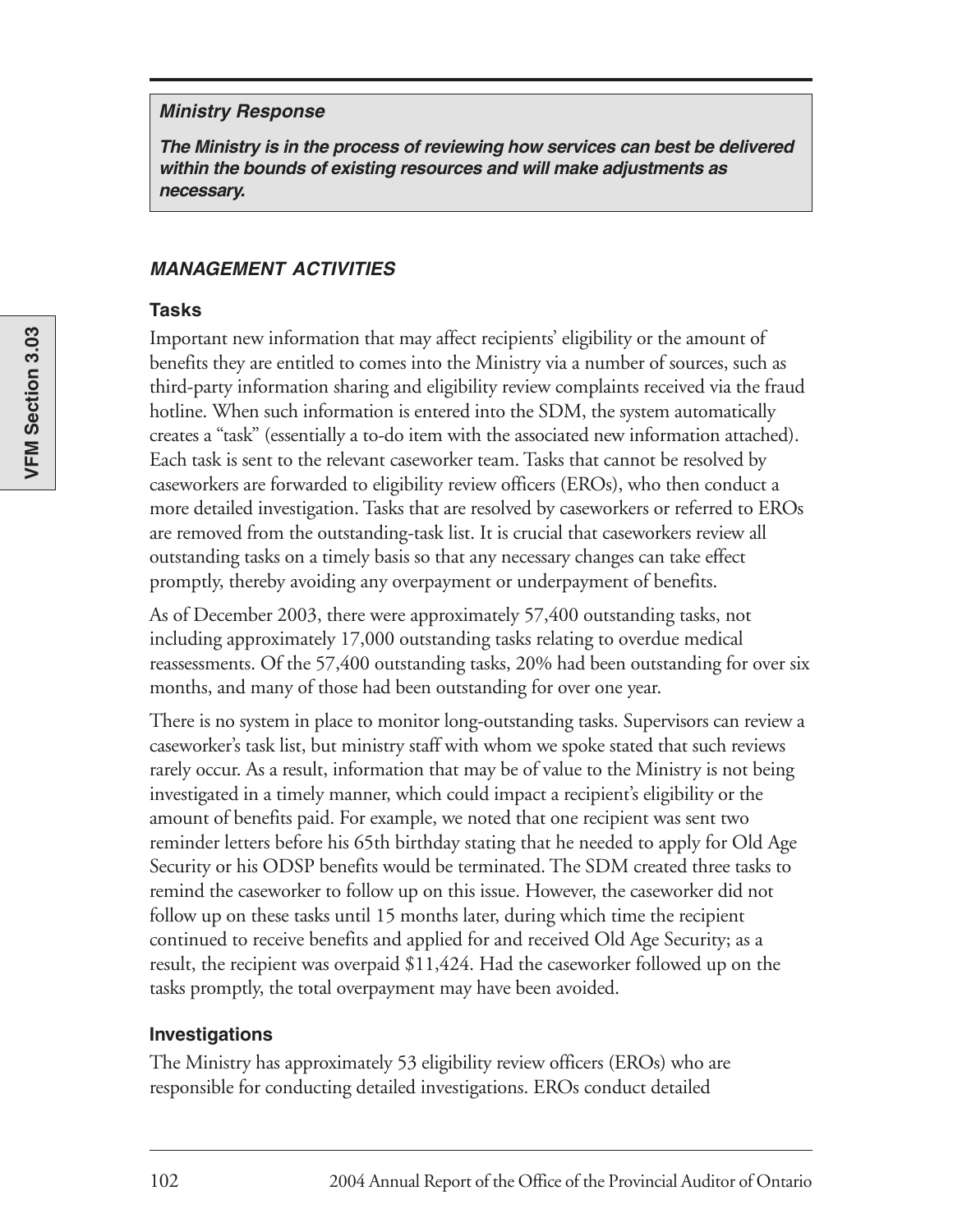**_Ministry Response_**

**_The Ministry is in the process of reviewing how services can best be delivered within the bounds of existing resources and will make adjustments as necessary._**

### _MANAGEMENT ACTIVITIES_

#### Tasks

Important new information that may affect recipients' eligibility or the amount of benefits they are entitled to comes into the Ministry via a number of sources, such as third-party information sharing and eligibility review complaints received via the fraud hotline. When such information is entered into the SDM, the system automatically creates a "task" (essentially a to-do item with the associated new information attached). Each task is sent to the relevant caseworker team. Tasks that cannot be resolved by caseworkers are forwarded to eligibility review officers (EROs), who then conduct a more detailed investigation. Tasks that are resolved by caseworkers or referred to EROs are removed from the outstanding-task list. It is crucial that caseworkers review all outstanding tasks on a timely basis so that any necessary changes can take effect promptly, thereby avoiding any overpayment or underpayment of benefits.

As of December 2003, there were approximately 57,400 outstanding tasks, not including approximately 17,000 outstanding tasks relating to overdue medical reassessments. Of the 57,400 outstanding tasks, 20% had been outstanding for over six months, and many of those had been outstanding for over one year.

There is no system in place to monitor long-outstanding tasks. Supervisors can review a caseworker's task list, but ministry staff with whom we spoke stated that such reviews rarely occur. As a result, information that may be of value to the Ministry is not being investigated in a timely manner, which could impact a recipient's eligibility or the amount of benefits paid. For example, we noted that one recipient was sent two reminder letters before his 65th birthday stating that he needed to apply for Old Age Security or his ODSP benefits would be terminated. The SDM created three tasks to remind the caseworker to follow up on this issue. However, the caseworker did not follow up on these tasks until 15 months later, during which time the recipient continued to receive benefits and applied for and received Old Age Security; as a result, the recipient was overpaid $11,424. Had the caseworker followed up on the tasks promptly, the total overpayment may have been avoided.

#### Investigations

The Ministry has approximately 53 eligibility review officers (EROs) who are responsible for conducting detailed investigations. EROs conduct detailed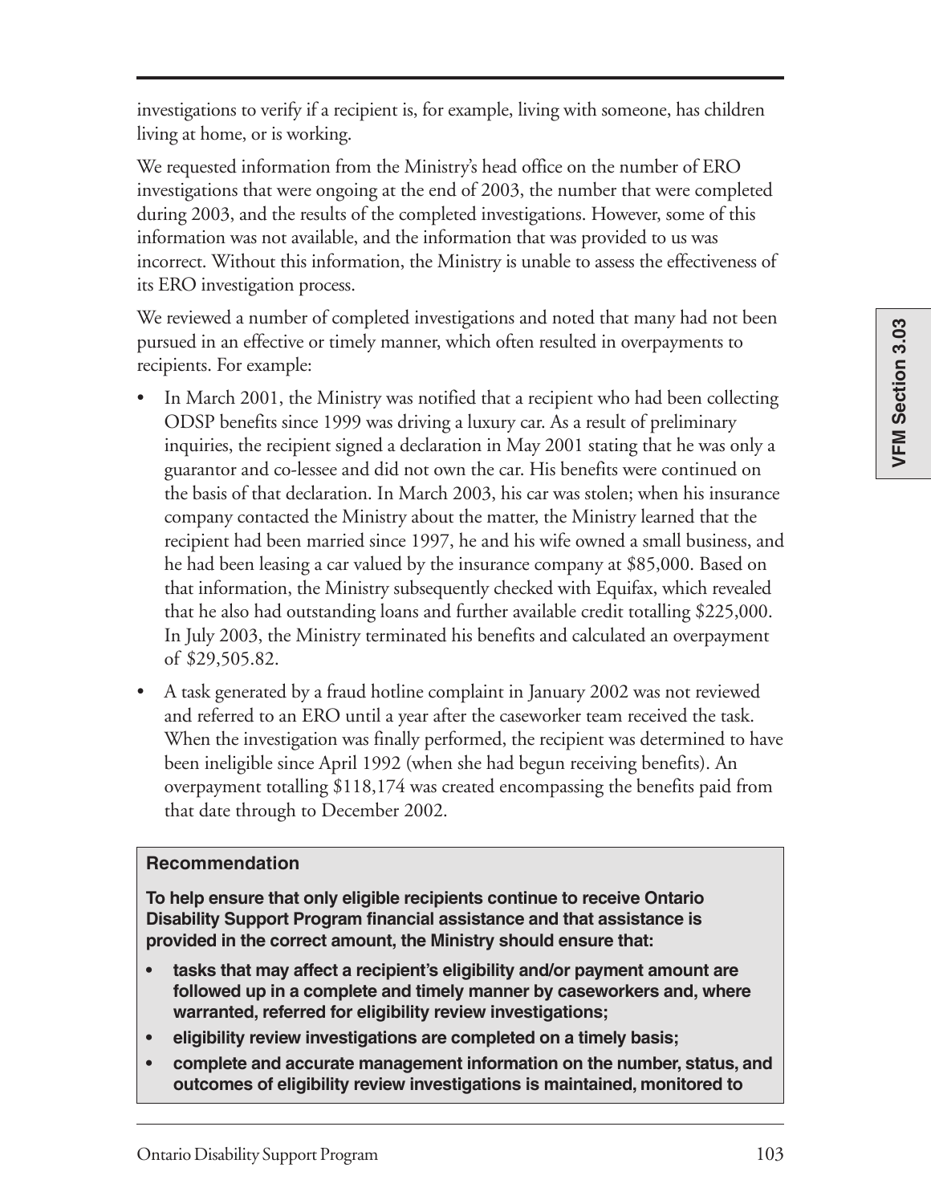investigations to verify if a recipient is, for example, living with someone, has children living at home, or is working.

We requested information from the Ministry's head office on the number of ERO investigations that were ongoing at the end of 2003, the number that were completed during 2003, and the results of the completed investigations. However, some of this information was not available, and the information that was provided to us was incorrect. Without this information, the Ministry is unable to assess the effectiveness of its ERO investigation process.

We reviewed a number of completed investigations and noted that many had not been pursued in an effective or timely manner, which often resulted in overpayments to recipients. For example:

- In March 2001, the Ministry was notified that a recipient who had been collecting ODSP benefits since 1999 was driving a luxury car. As a result of preliminary inquiries, the recipient signed a declaration in May 2001 stating that he was only a guarantor and co-lessee and did not own the car. His benefits were continued on the basis of that declaration. In March 2003, his car was stolen; when his insurance company contacted the Ministry about the matter, the Ministry learned that the recipient had been married since 1997, he and his wife owned a small business, and he had been leasing a car valued by the insurance company at $85,000. Based on that information, the Ministry subsequently checked with Equifax, which revealed that he also had outstanding loans and further available credit totalling $225,000. In July 2003, the Ministry terminated his benefits and calculated an overpayment of $29,505.82.
- A task generated by a fraud hotline complaint in January 2002 was not reviewed and referred to an ERO until a year after the caseworker team received the task. When the investigation was finally performed, the recipient was determined to have been ineligible since April 1992 (when she had begun receiving benefits). An overpayment totalling $118,174 was created encompassing the benefits paid from that date through to December 2002.

**Recommendation**

**To help ensure that only eligible recipients continue to receive Ontario Disability Support Program financial assistance and that assistance is provided in the correct amount, the Ministry should ensure that:**

- **tasks that may affect a recipient's eligibility and/or payment amount are followed up in a complete and timely manner by caseworkers and, where warranted, referred for eligibility review investigations;**
- **eligibility review investigations are completed on a timely basis;**
- **complete and accurate management information on the number, status, and outcomes of eligibility review investigations is maintained, monitored to**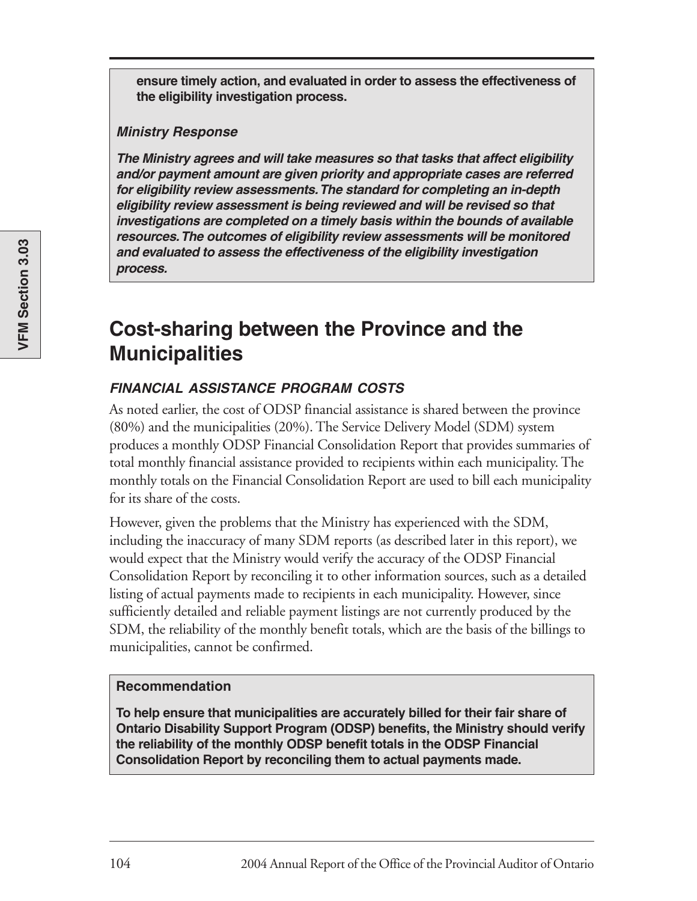**ensure timely action, and evaluated in order to assess the effectiveness of the eligibility investigation process.**

***Ministry Response***

***The Ministry agrees and will take measures so that tasks that affect eligibility and/or payment amount are given priority and appropriate cases are referred for eligibility review assessments. The standard for completing an in-depth eligibility review assessment is being reviewed and will be revised so that investigations are completed on a timely basis within the bounds of available resources. The outcomes of eligibility review assessments will be monitored and evaluated to assess the effectiveness of the eligibility investigation process.***

## Cost-sharing between the Province and the Municipalities

### *FINANCIAL ASSISTANCE PROGRAM COSTS*

As noted earlier, the cost of ODSP financial assistance is shared between the province (80%) and the municipalities (20%). The Service Delivery Model (SDM) system produces a monthly ODSP Financial Consolidation Report that provides summaries of total monthly financial assistance provided to recipients within each municipality. The monthly totals on the Financial Consolidation Report are used to bill each municipality for its share of the costs.

However, given the problems that the Ministry has experienced with the SDM, including the inaccuracy of many SDM reports (as described later in this report), we would expect that the Ministry would verify the accuracy of the ODSP Financial Consolidation Report by reconciling it to other information sources, such as a detailed listing of actual payments made to recipients in each municipality. However, since sufficiently detailed and reliable payment listings are not currently produced by the SDM, the reliability of the monthly benefit totals, which are the basis of the billings to municipalities, cannot be confirmed.

**Recommendation**

**To help ensure that municipalities are accurately billed for their fair share of Ontario Disability Support Program (ODSP) benefits, the Ministry should verify the reliability of the monthly ODSP benefit totals in the ODSP Financial Consolidation Report by reconciling them to actual payments made.**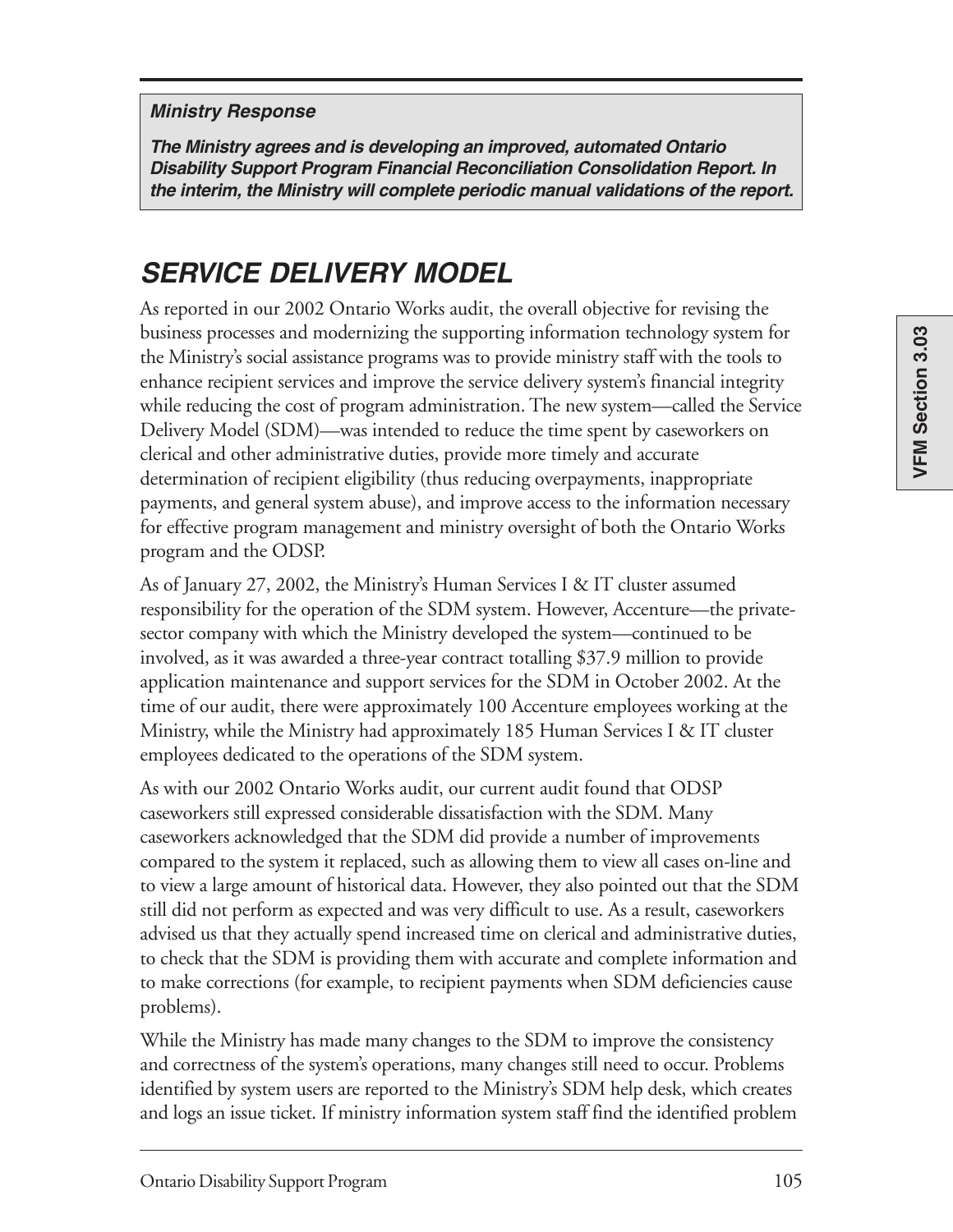***Ministry Response***

***The Ministry agrees and is developing an improved, automated Ontario Disability Support Program Financial Reconciliation Consolidation Report. In the interim, the Ministry will complete periodic manual validations of the report.***

## *SERVICE DELIVERY MODEL*

As reported in our 2002 Ontario Works audit, the overall objective for revising the business processes and modernizing the supporting information technology system for the Ministry's social assistance programs was to provide ministry staff with the tools to enhance recipient services and improve the service delivery system's financial integrity while reducing the cost of program administration. The new system—called the Service Delivery Model (SDM)—was intended to reduce the time spent by caseworkers on clerical and other administrative duties, provide more timely and accurate determination of recipient eligibility (thus reducing overpayments, inappropriate payments, and general system abuse), and improve access to the information necessary for effective program management and ministry oversight of both the Ontario Works program and the ODSP.

As of January 27, 2002, the Ministry's Human Services I & IT cluster assumed responsibility for the operation of the SDM system. However, Accenture—the private-sector company with which the Ministry developed the system—continued to be involved, as it was awarded a three-year contract totalling $37.9 million to provide application maintenance and support services for the SDM in October 2002. At the time of our audit, there were approximately 100 Accenture employees working at the Ministry, while the Ministry had approximately 185 Human Services I & IT cluster employees dedicated to the operations of the SDM system.

As with our 2002 Ontario Works audit, our current audit found that ODSP caseworkers still expressed considerable dissatisfaction with the SDM. Many caseworkers acknowledged that the SDM did provide a number of improvements compared to the system it replaced, such as allowing them to view all cases on-line and to view a large amount of historical data. However, they also pointed out that the SDM still did not perform as expected and was very difficult to use. As a result, caseworkers advised us that they actually spend increased time on clerical and administrative duties, to check that the SDM is providing them with accurate and complete information and to make corrections (for example, to recipient payments when SDM deficiencies cause problems).

While the Ministry has made many changes to the SDM to improve the consistency and correctness of the system's operations, many changes still need to occur. Problems identified by system users are reported to the Ministry's SDM help desk, which creates and logs an issue ticket. If ministry information system staff find the identified problem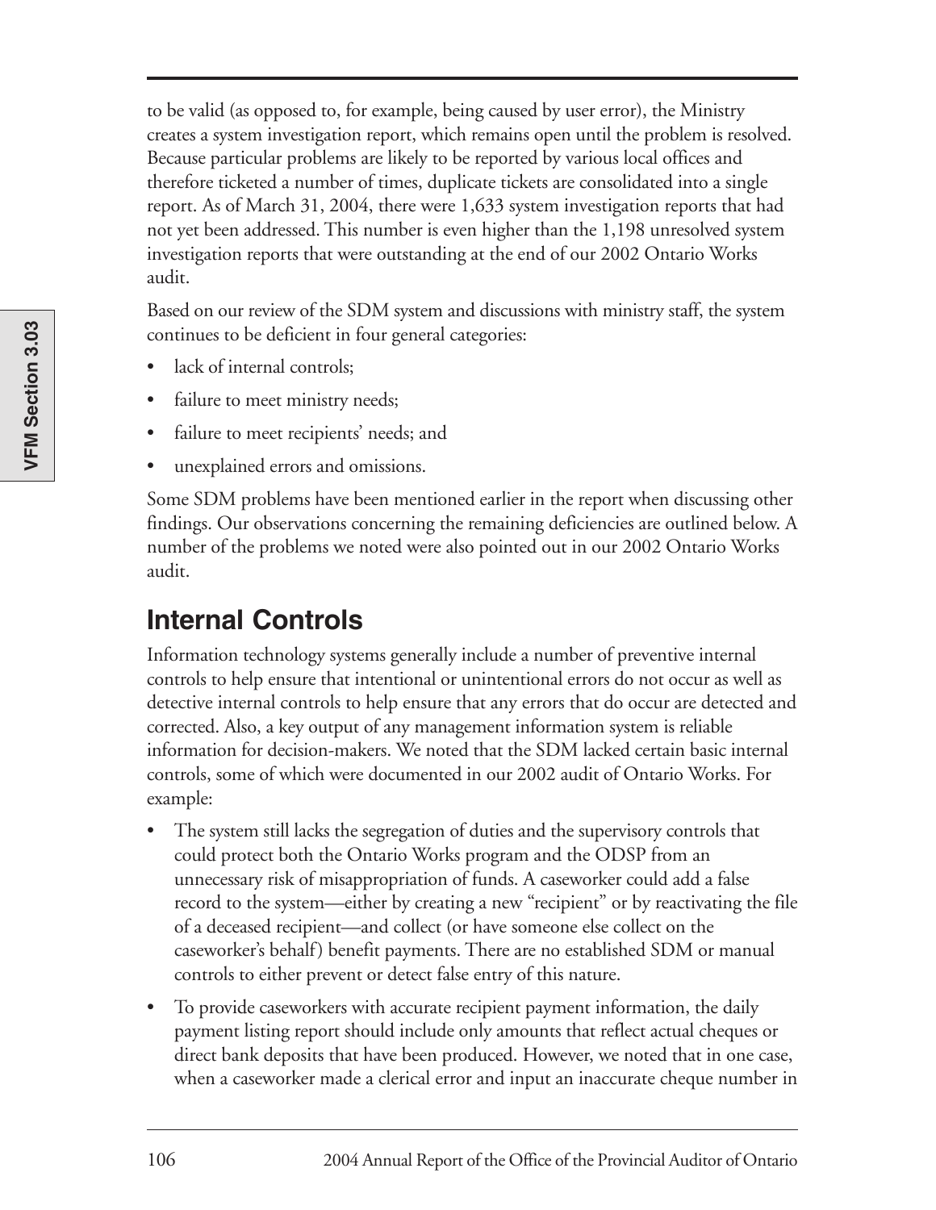to be valid (as opposed to, for example, being caused by user error), the Ministry creates a system investigation report, which remains open until the problem is resolved. Because particular problems are likely to be reported by various local offices and therefore ticketed a number of times, duplicate tickets are consolidated into a single report. As of March 31, 2004, there were 1,633 system investigation reports that had not yet been addressed. This number is even higher than the 1,198 unresolved system investigation reports that were outstanding at the end of our 2002 Ontario Works audit.

Based on our review of the SDM system and discussions with ministry staff, the system continues to be deficient in four general categories:

- lack of internal controls;
- failure to meet ministry needs;
- failure to meet recipients' needs; and
- unexplained errors and omissions.

Some SDM problems have been mentioned earlier in the report when discussing other findings. Our observations concerning the remaining deficiencies are outlined below. A number of the problems we noted were also pointed out in our 2002 Ontario Works audit.

## Internal Controls

Information technology systems generally include a number of preventive internal controls to help ensure that intentional or unintentional errors do not occur as well as detective internal controls to help ensure that any errors that do occur are detected and corrected. Also, a key output of any management information system is reliable information for decision-makers. We noted that the SDM lacked certain basic internal controls, some of which were documented in our 2002 audit of Ontario Works. For example:

- The system still lacks the segregation of duties and the supervisory controls that could protect both the Ontario Works program and the ODSP from an unnecessary risk of misappropriation of funds. A caseworker could add a false record to the system—either by creating a new "recipient" or by reactivating the file of a deceased recipient—and collect (or have someone else collect on the caseworker's behalf) benefit payments. There are no established SDM or manual controls to either prevent or detect false entry of this nature.
- To provide caseworkers with accurate recipient payment information, the daily payment listing report should include only amounts that reflect actual cheques or direct bank deposits that have been produced. However, we noted that in one case, when a caseworker made a clerical error and input an inaccurate cheque number in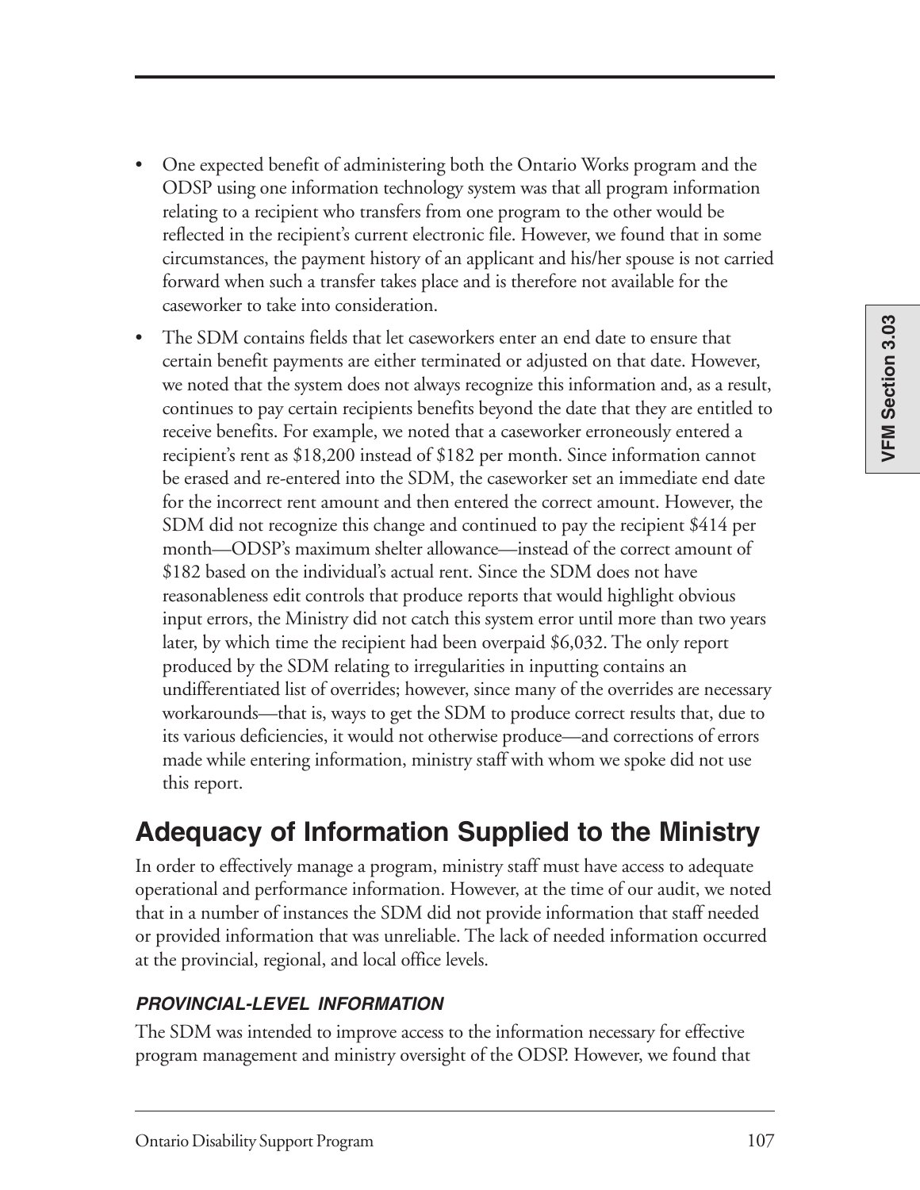- One expected benefit of administering both the Ontario Works program and the ODSP using one information technology system was that all program information relating to a recipient who transfers from one program to the other would be reflected in the recipient's current electronic file. However, we found that in some circumstances, the payment history of an applicant and his/her spouse is not carried forward when such a transfer takes place and is therefore not available for the caseworker to take into consideration.
- The SDM contains fields that let caseworkers enter an end date to ensure that certain benefit payments are either terminated or adjusted on that date. However, we noted that the system does not always recognize this information and, as a result, continues to pay certain recipients benefits beyond the date that they are entitled to receive benefits. For example, we noted that a caseworker erroneously entered a recipient's rent as $18,200 instead of $182 per month. Since information cannot be erased and re-entered into the SDM, the caseworker set an immediate end date for the incorrect rent amount and then entered the correct amount. However, the SDM did not recognize this change and continued to pay the recipient $414 per month—ODSP's maximum shelter allowance—instead of the correct amount of $182 based on the individual's actual rent. Since the SDM does not have reasonableness edit controls that produce reports that would highlight obvious input errors, the Ministry did not catch this system error until more than two years later, by which time the recipient had been overpaid $6,032. The only report produced by the SDM relating to irregularities in inputting contains an undifferentiated list of overrides; however, since many of the overrides are necessary workarounds—that is, ways to get the SDM to produce correct results that, due to its various deficiencies, it would not otherwise produce—and corrections of errors made while entering information, ministry staff with whom we spoke did not use this report.

## Adequacy of Information Supplied to the Ministry

In order to effectively manage a program, ministry staff must have access to adequate operational and performance information. However, at the time of our audit, we noted that in a number of instances the SDM did not provide information that staff needed or provided information that was unreliable. The lack of needed information occurred at the provincial, regional, and local office levels.

### *PROVINCIAL-LEVEL INFORMATION*

The SDM was intended to improve access to the information necessary for effective program management and ministry oversight of the ODSP. However, we found that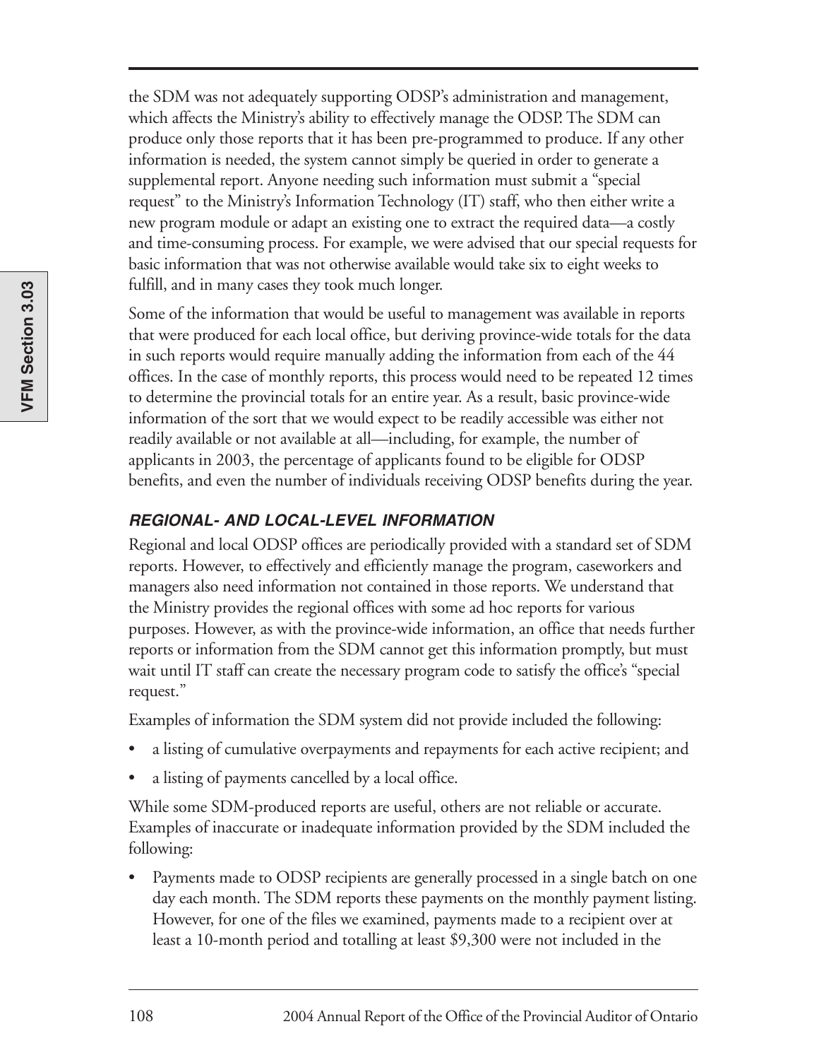the SDM was not adequately supporting ODSP's administration and management, which affects the Ministry's ability to effectively manage the ODSP. The SDM can produce only those reports that it has been pre-programmed to produce. If any other information is needed, the system cannot simply be queried in order to generate a supplemental report. Anyone needing such information must submit a "special request" to the Ministry's Information Technology (IT) staff, who then either write a new program module or adapt an existing one to extract the required data—a costly and time-consuming process. For example, we were advised that our special requests for basic information that was not otherwise available would take six to eight weeks to fulfill, and in many cases they took much longer.

Some of the information that would be useful to management was available in reports that were produced for each local office, but deriving province-wide totals for the data in such reports would require manually adding the information from each of the 44 offices. In the case of monthly reports, this process would need to be repeated 12 times to determine the provincial totals for an entire year. As a result, basic province-wide information of the sort that we would expect to be readily accessible was either not readily available or not available at all—including, for example, the number of applicants in 2003, the percentage of applicants found to be eligible for ODSP benefits, and even the number of individuals receiving ODSP benefits during the year.

#### *REGIONAL- AND LOCAL-LEVEL INFORMATION*

Regional and local ODSP offices are periodically provided with a standard set of SDM reports. However, to effectively and efficiently manage the program, caseworkers and managers also need information not contained in those reports. We understand that the Ministry provides the regional offices with some ad hoc reports for various purposes. However, as with the province-wide information, an office that needs further reports or information from the SDM cannot get this information promptly, but must wait until IT staff can create the necessary program code to satisfy the office's "special request."

Examples of information the SDM system did not provide included the following:

- a listing of cumulative overpayments and repayments for each active recipient; and
- a listing of payments cancelled by a local office.

While some SDM-produced reports are useful, others are not reliable or accurate. Examples of inaccurate or inadequate information provided by the SDM included the following:

- Payments made to ODSP recipients are generally processed in a single batch on one day each month. The SDM reports these payments on the monthly payment listing. However, for one of the files we examined, payments made to a recipient over at least a 10-month period and totalling at least $9,300 were not included in the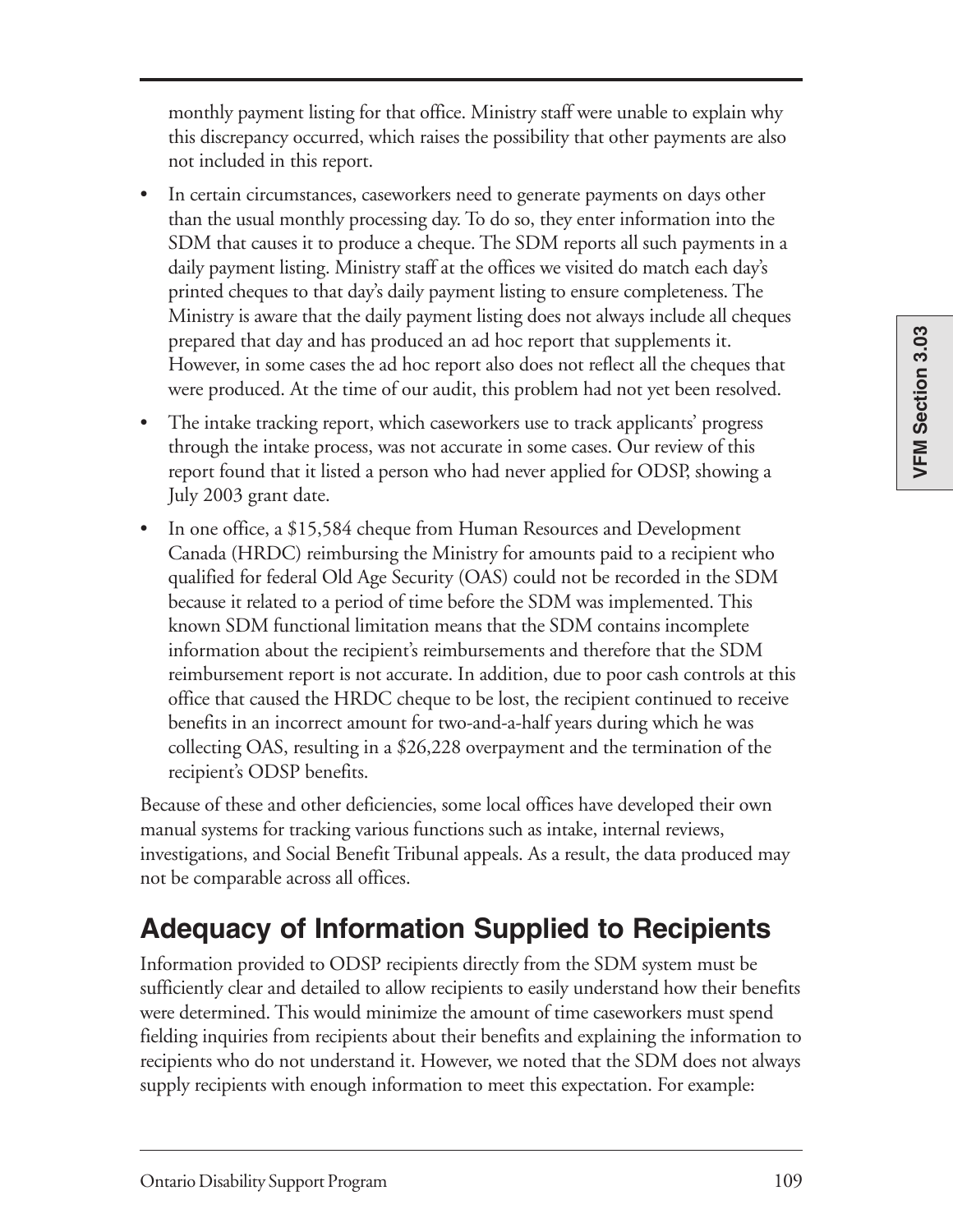monthly payment listing for that office. Ministry staff were unable to explain why this discrepancy occurred, which raises the possibility that other payments are also not included in this report.

- In certain circumstances, caseworkers need to generate payments on days other than the usual monthly processing day. To do so, they enter information into the SDM that causes it to produce a cheque. The SDM reports all such payments in a daily payment listing. Ministry staff at the offices we visited do match each day's printed cheques to that day's daily payment listing to ensure completeness. The Ministry is aware that the daily payment listing does not always include all cheques prepared that day and has produced an ad hoc report that supplements it. However, in some cases the ad hoc report also does not reflect all the cheques that were produced. At the time of our audit, this problem had not yet been resolved.
- The intake tracking report, which caseworkers use to track applicants' progress through the intake process, was not accurate in some cases. Our review of this report found that it listed a person who had never applied for ODSP, showing a July 2003 grant date.
- In one office, a $15,584 cheque from Human Resources and Development Canada (HRDC) reimbursing the Ministry for amounts paid to a recipient who qualified for federal Old Age Security (OAS) could not be recorded in the SDM because it related to a period of time before the SDM was implemented. This known SDM functional limitation means that the SDM contains incomplete information about the recipient's reimbursements and therefore that the SDM reimbursement report is not accurate. In addition, due to poor cash controls at this office that caused the HRDC cheque to be lost, the recipient continued to receive benefits in an incorrect amount for two-and-a-half years during which he was collecting OAS, resulting in a $26,228 overpayment and the termination of the recipient's ODSP benefits.

Because of these and other deficiencies, some local offices have developed their own manual systems for tracking various functions such as intake, internal reviews, investigations, and Social Benefit Tribunal appeals. As a result, the data produced may not be comparable across all offices.

## Adequacy of Information Supplied to Recipients

Information provided to ODSP recipients directly from the SDM system must be sufficiently clear and detailed to allow recipients to easily understand how their benefits were determined. This would minimize the amount of time caseworkers must spend fielding inquiries from recipients about their benefits and explaining the information to recipients who do not understand it. However, we noted that the SDM does not always supply recipients with enough information to meet this expectation. For example: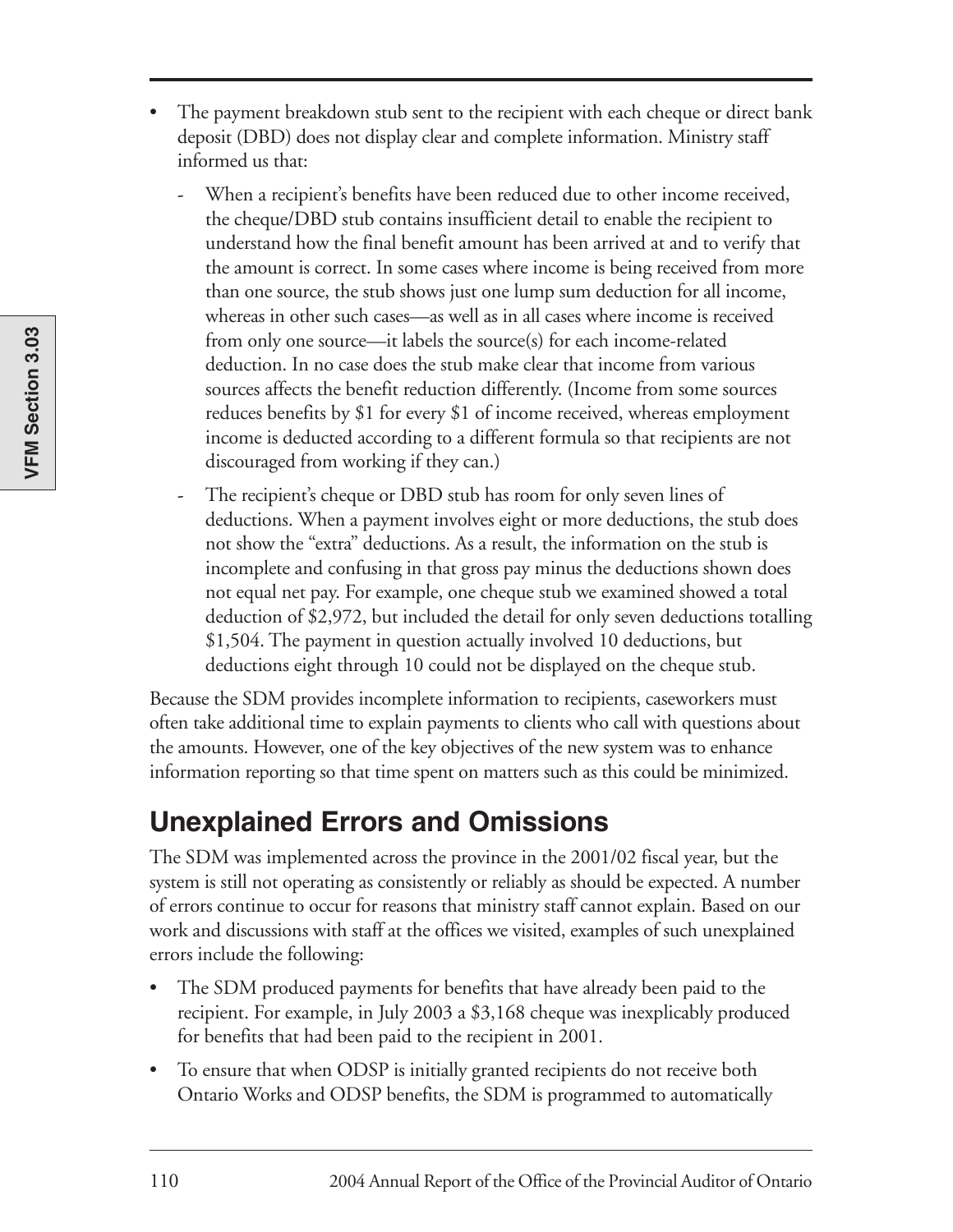- The payment breakdown stub sent to the recipient with each cheque or direct bank deposit (DBD) does not display clear and complete information. Ministry staff informed us that:
  - When a recipient's benefits have been reduced due to other income received, the cheque/DBD stub contains insufficient detail to enable the recipient to understand how the final benefit amount has been arrived at and to verify that the amount is correct. In some cases where income is being received from more than one source, the stub shows just one lump sum deduction for all income, whereas in other such cases—as well as in all cases where income is received from only one source—it labels the source(s) for each income-related deduction. In no case does the stub make clear that income from various sources affects the benefit reduction differently. (Income from some sources reduces benefits by $1 for every $1 of income received, whereas employment income is deducted according to a different formula so that recipients are not discouraged from working if they can.)
  - The recipient's cheque or DBD stub has room for only seven lines of deductions. When a payment involves eight or more deductions, the stub does not show the "extra" deductions. As a result, the information on the stub is incomplete and confusing in that gross pay minus the deductions shown does not equal net pay. For example, one cheque stub we examined showed a total deduction of $2,972, but included the detail for only seven deductions totalling $1,504. The payment in question actually involved 10 deductions, but deductions eight through 10 could not be displayed on the cheque stub.

Because the SDM provides incomplete information to recipients, caseworkers must often take additional time to explain payments to clients who call with questions about the amounts. However, one of the key objectives of the new system was to enhance information reporting so that time spent on matters such as this could be minimized.

## Unexplained Errors and Omissions

The SDM was implemented across the province in the 2001/02 fiscal year, but the system is still not operating as consistently or reliably as should be expected. A number of errors continue to occur for reasons that ministry staff cannot explain. Based on our work and discussions with staff at the offices we visited, examples of such unexplained errors include the following:

- The SDM produced payments for benefits that have already been paid to the recipient. For example, in July 2003 a $3,168 cheque was inexplicably produced for benefits that had been paid to the recipient in 2001.
- To ensure that when ODSP is initially granted recipients do not receive both Ontario Works and ODSP benefits, the SDM is programmed to automatically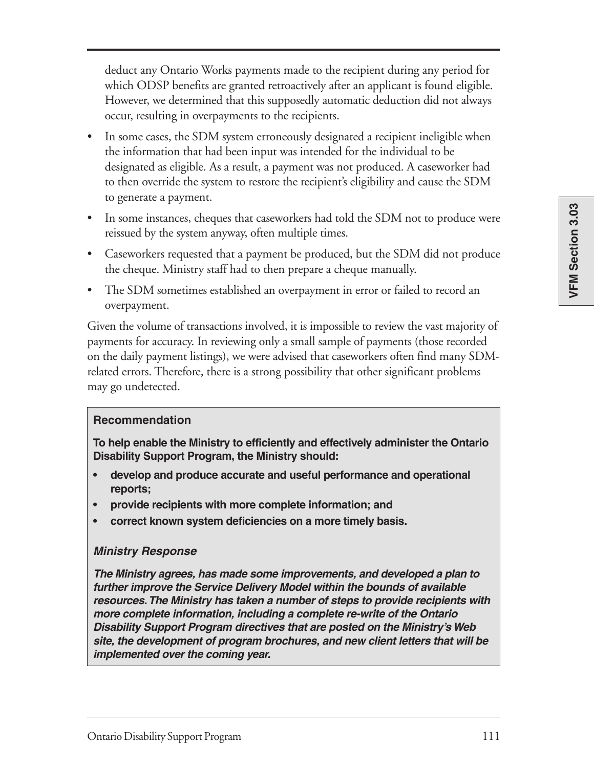deduct any Ontario Works payments made to the recipient during any period for which ODSP benefits are granted retroactively after an applicant is found eligible. However, we determined that this supposedly automatic deduction did not always occur, resulting in overpayments to the recipients.

- In some cases, the SDM system erroneously designated a recipient ineligible when the information that had been input was intended for the individual to be designated as eligible. As a result, a payment was not produced. A caseworker had to then override the system to restore the recipient's eligibility and cause the SDM to generate a payment.
- In some instances, cheques that caseworkers had told the SDM not to produce were reissued by the system anyway, often multiple times.
- Caseworkers requested that a payment be produced, but the SDM did not produce the cheque. Ministry staff had to then prepare a cheque manually.
- The SDM sometimes established an overpayment in error or failed to record an overpayment.

Given the volume of transactions involved, it is impossible to review the vast majority of payments for accuracy. In reviewing only a small sample of payments (those recorded on the daily payment listings), we were advised that caseworkers often find many SDM-related errors. Therefore, there is a strong possibility that other significant problems may go undetected.

### Recommendation

**To help enable the Ministry to efficiently and effectively administer the Ontario Disability Support Program, the Ministry should:**

- **develop and produce accurate and useful performance and operational reports;**
- **provide recipients with more complete information; and**
- **correct known system deficiencies on a more timely basis.**

#### *Ministry Response*

***The Ministry agrees, has made some improvements, and developed a plan to further improve the Service Delivery Model within the bounds of available resources. The Ministry has taken a number of steps to provide recipients with more complete information, including a complete re-write of the Ontario Disability Support Program directives that are posted on the Ministry's Web site, the development of program brochures, and new client letters that will be implemented over the coming year.***